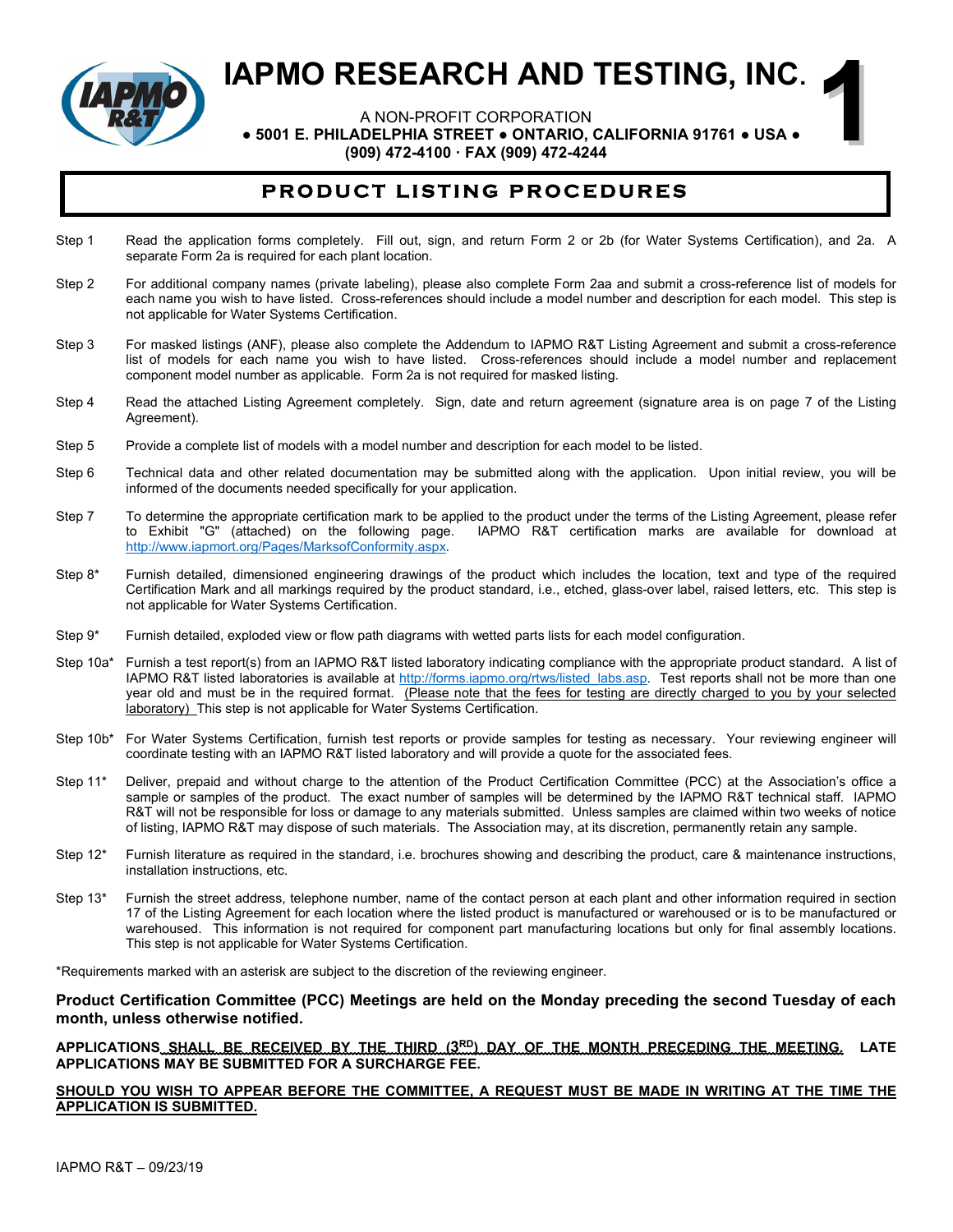# IAPMO RESEARCH AND TESTING, INC.

A NON-PROFIT CORPORATION
● 5001 E. PHILADELPHIA STREET ● ONTARIO, CALIFORNIA 91761 ● USA ●
(909) 472-4100 · FAX (909) 472-4244

1

## PRODUCT LISTING PROCEDURES

Step 1 Read the application forms completely. Fill out, sign, and return Form 2 or 2b (for Water Systems Certification), and 2a. A separate Form 2a is required for each plant location.

Step 2 For additional company names (private labeling), please also complete Form 2aa and submit a cross-reference list of models for each name you wish to have listed. Cross-references should include a model number and description for each model. This step is not applicable for Water Systems Certification.

Step 3 For masked listings (ANF), please also complete the Addendum to IAPMO R&T Listing Agreement and submit a cross-reference list of models for each name you wish to have listed. Cross-references should include a model number and replacement component model number as applicable. Form 2a is not required for masked listing.

Step 4 Read the attached Listing Agreement completely. Sign, date and return agreement (signature area is on page 7 of the Listing Agreement).

Step 5 Provide a complete list of models with a model number and description for each model to be listed.

Step 6 Technical data and other related documentation may be submitted along with the application. Upon initial review, you will be informed of the documents needed specifically for your application.

Step 7 To determine the appropriate certification mark to be applied to the product under the terms of the Listing Agreement, please refer to Exhibit "G" (attached) on the following page. IAPMO R&T certification marks are available for download at http://www.iapmort.org/Pages/MarksofConformity.aspx.

Step 8* Furnish detailed, dimensioned engineering drawings of the product which includes the location, text and type of the required Certification Mark and all markings required by the product standard, i.e., etched, glass-over label, raised letters, etc. This step is not applicable for Water Systems Certification.

Step 9* Furnish detailed, exploded view or flow path diagrams with wetted parts lists for each model configuration.

Step 10a* Furnish a test report(s) from an IAPMO R&T listed laboratory indicating compliance with the appropriate product standard. A list of IAPMO R&T listed laboratories is available at http://forms.iapmo.org/rtws/listed_labs.asp. Test reports shall not be more than one year old and must be in the required format. (Please note that the fees for testing are directly charged to you by your selected laboratory) This step is not applicable for Water Systems Certification.

Step 10b* For Water Systems Certification, furnish test reports or provide samples for testing as necessary. Your reviewing engineer will coordinate testing with an IAPMO R&T listed laboratory and will provide a quote for the associated fees.

Step 11* Deliver, prepaid and without charge to the attention of the Product Certification Committee (PCC) at the Association's office a sample or samples of the product. The exact number of samples will be determined by the IAPMO R&T technical staff. IAPMO R&T will not be responsible for loss or damage to any materials submitted. Unless samples are claimed within two weeks of notice of listing, IAPMO R&T may dispose of such materials. The Association may, at its discretion, permanently retain any sample.

Step 12* Furnish literature as required in the standard, i.e. brochures showing and describing the product, care & maintenance instructions, installation instructions, etc.

Step 13* Furnish the street address, telephone number, name of the contact person at each plant and other information required in section 17 of the Listing Agreement for each location where the listed product is manufactured or warehoused or is to be manufactured or warehoused. This information is not required for component part manufacturing locations but only for final assembly locations. This step is not applicable for Water Systems Certification.

*Requirements marked with an asterisk are subject to the discretion of the reviewing engineer.

**Product Certification Committee (PCC) Meetings are held on the Monday preceding the second Tuesday of each month, unless otherwise notified.**

**APPLICATIONS SHALL BE RECEIVED BY THE THIRD (3RD) DAY OF THE MONTH PRECEDING THE MEETING. LATE APPLICATIONS MAY BE SUBMITTED FOR A SURCHARGE FEE.**

**SHOULD YOU WISH TO APPEAR BEFORE THE COMMITTEE, A REQUEST MUST BE MADE IN WRITING AT THE TIME THE APPLICATION IS SUBMITTED.**

IAPMO R&T – 09/23/19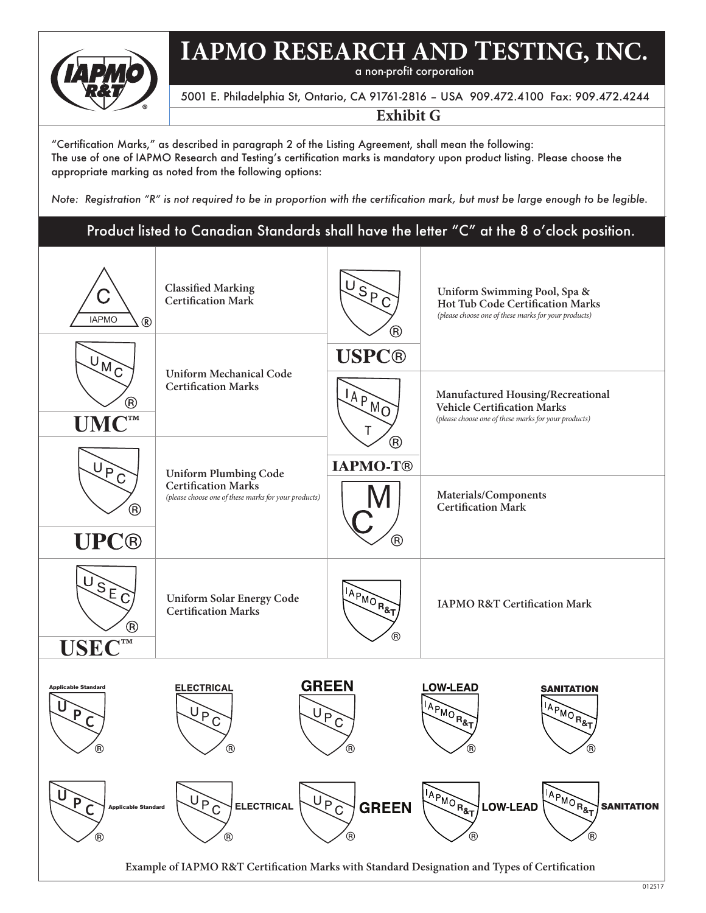# IAPMO Research and Testing, Inc.

a non-profit corporation

5001 E. Philadelphia St, Ontario, CA 91761-2816 – USA 909.472.4100 Fax: 909.472.4244

## Exhibit G

"Certification Marks," as described in paragraph 2 of the Listing Agreement, shall mean the following:
The use of one of IAPMO Research and Testing's certification marks is mandatory upon product listing. Please choose the appropriate marking as noted from the following options:

*Note: Registration "R" is not required to be in proportion with the certification mark, but must be large enough to be legible.*

**Product listed to Canadian Standards shall have the letter "C" at the 8 o'clock position.**

| Mark | Description | Mark | Description |
|---|---|---|---|
| C IAPMO ® | **Classified Marking Certification Mark** | USPC ® / **USPC®** | **Uniform Swimming Pool, Spa & Hot Tub Code Certification Marks** *(please choose one of these marks for your products)* |
| UMC ® / **UMC™** | **Uniform Mechanical Code Certification Marks** | IAPMO T ® / **IAPMO-T®** | **Manufactured Housing/Recreational Vehicle Certification Marks** *(please choose one of these marks for your products)* |
| UPC ® / **UPC®** | **Uniform Plumbing Code Certification Marks** *(please choose one of these marks for your products)* | MC ® | **Materials/Components Certification Mark** |
| USEC ® / **USEC™** | **Uniform Solar Energy Code Certification Marks** | IAPMO R&T ® | **IAPMO R&T Certification Mark** |

Applicable Standard UPC ® | ELECTRICAL UPC ® | GREEN UPC ® | LOW-LEAD IAPMO R&T ® | SANITATION IAPMO R&T ®

UPC ® Applicable Standard | UPC ® ELECTRICAL | UPC ® GREEN | IAPMO R&T ® LOW-LEAD | IAPMO R&T ® SANITATION

**Example of IAPMO R&T Certification Marks with Standard Designation and Types of Certification**

012517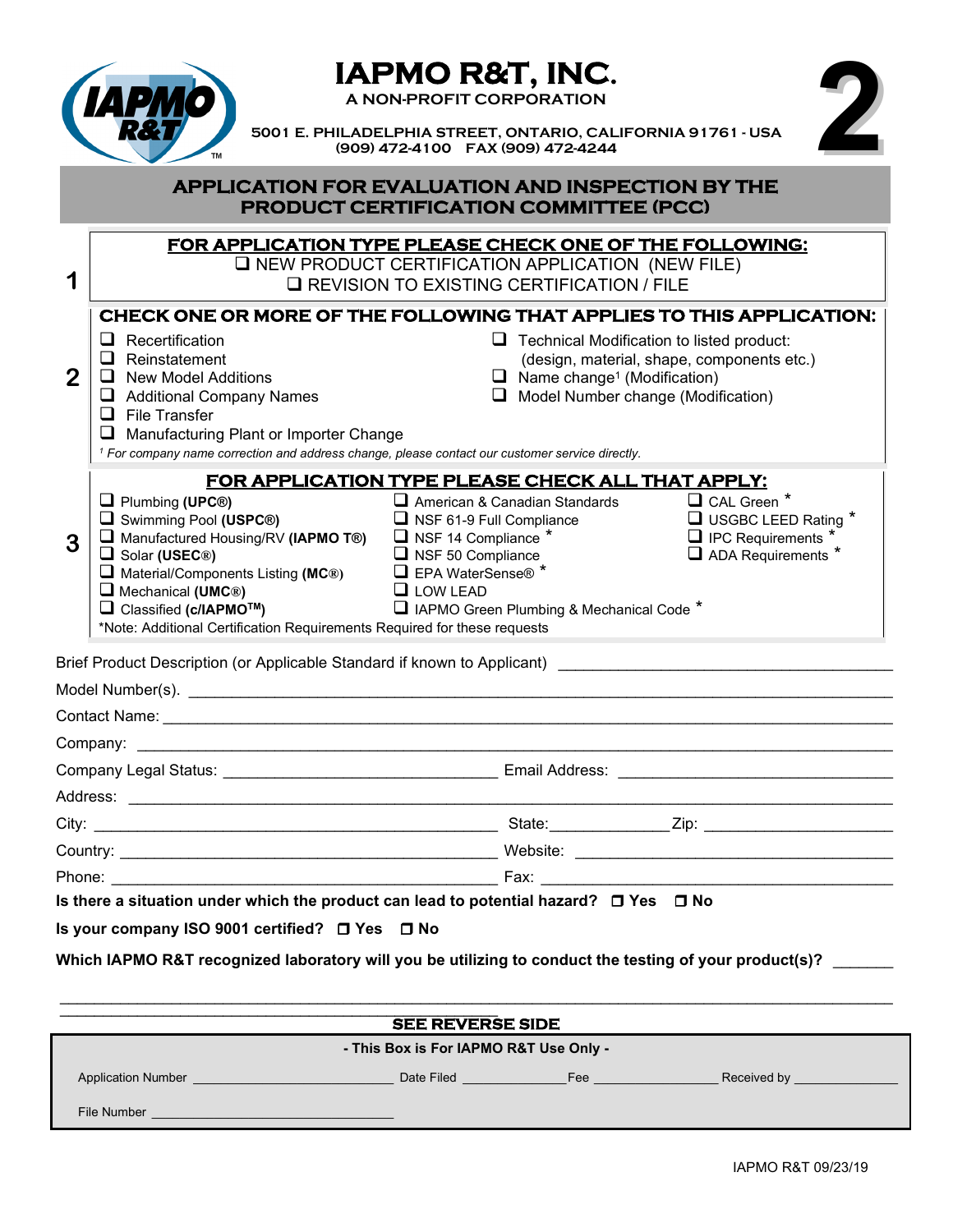# IAPMO R&T, INC.

A NON-PROFIT CORPORATION

5001 E. PHILADELPHIA STREET, ONTARIO, CALIFORNIA 91761 - USA
(909) 472-4100 FAX (909) 472-4244

**2**

## APPLICATION FOR EVALUATION AND INSPECTION BY THE PRODUCT CERTIFICATION COMMITTEE (PCC)

**1**

**FOR APPLICATION TYPE PLEASE CHECK ONE OF THE FOLLOWING:**

- ❑ NEW PRODUCT CERTIFICATION APPLICATION (NEW FILE)
- ❑ REVISION TO EXISTING CERTIFICATION / FILE

**2**

**CHECK ONE OR MORE OF THE FOLLOWING THAT APPLIES TO THIS APPLICATION:**

- ❑ Recertification
- ❑ Reinstatement
- ❑ New Model Additions
- ❑ Additional Company Names
- ❑ File Transfer
- ❑ Manufacturing Plant or Importer Change
- ❑ Technical Modification to listed product: (design, material, shape, components etc.)
- ❑ Name change[1] (Modification)
- ❑ Model Number change (Modification)

*[1] For company name correction and address change, please contact our customer service directly.*

**3**

**FOR APPLICATION TYPE PLEASE CHECK ALL THAT APPLY:**

- ❑ Plumbing **(UPC®)**
- ❑ Swimming Pool **(USPC®)**
- ❑ Manufactured Housing/RV **(IAPMO T®)**
- ❑ Solar **(USEC®)**
- ❑ Material/Components Listing **(MC®)**
- ❑ Mechanical **(UMC®)**
- ❑ Classified **(c/IAPMO™)**
- ❑ American & Canadian Standards
- ❑ NSF 61-9 Full Compliance
- ❑ NSF 14 Compliance *
- ❑ NSF 50 Compliance
- ❑ EPA WaterSense® *
- ❑ LOW LEAD
- ❑ IAPMO Green Plumbing & Mechanical Code *
- ❑ CAL Green *
- ❑ USGBC LEED Rating *
- ❑ IPC Requirements *
- ❑ ADA Requirements *

*Note: Additional Certification Requirements Required for these requests

Brief Product Description (or Applicable Standard if known to Applicant) ______________________________

Model Number(s). ______________________________

Contact Name: ______________________________

Company: ______________________________

Company Legal Status: ______________________ Email Address: ______________________

Address: ______________________________

City: ______________________ State: __________ Zip: ______________

Country: ______________________ Website: ______________________

Phone: ______________________ Fax: ______________________

**Is there a situation under which the product can lead to potential hazard? ❑ Yes ❑ No**

**Is your company ISO 9001 certified? ❑ Yes ❑ No**

**Which IAPMO R&T recognized laboratory will you be utilizing to conduct the testing of your product(s)?** ______

______________________________

**SEE REVERSE SIDE**

**- This Box is For IAPMO R&T Use Only -**

Application Number ______________ Date Filed __________ Fee __________ Received by __________

File Number ______________

IAPMO R&T 09/23/19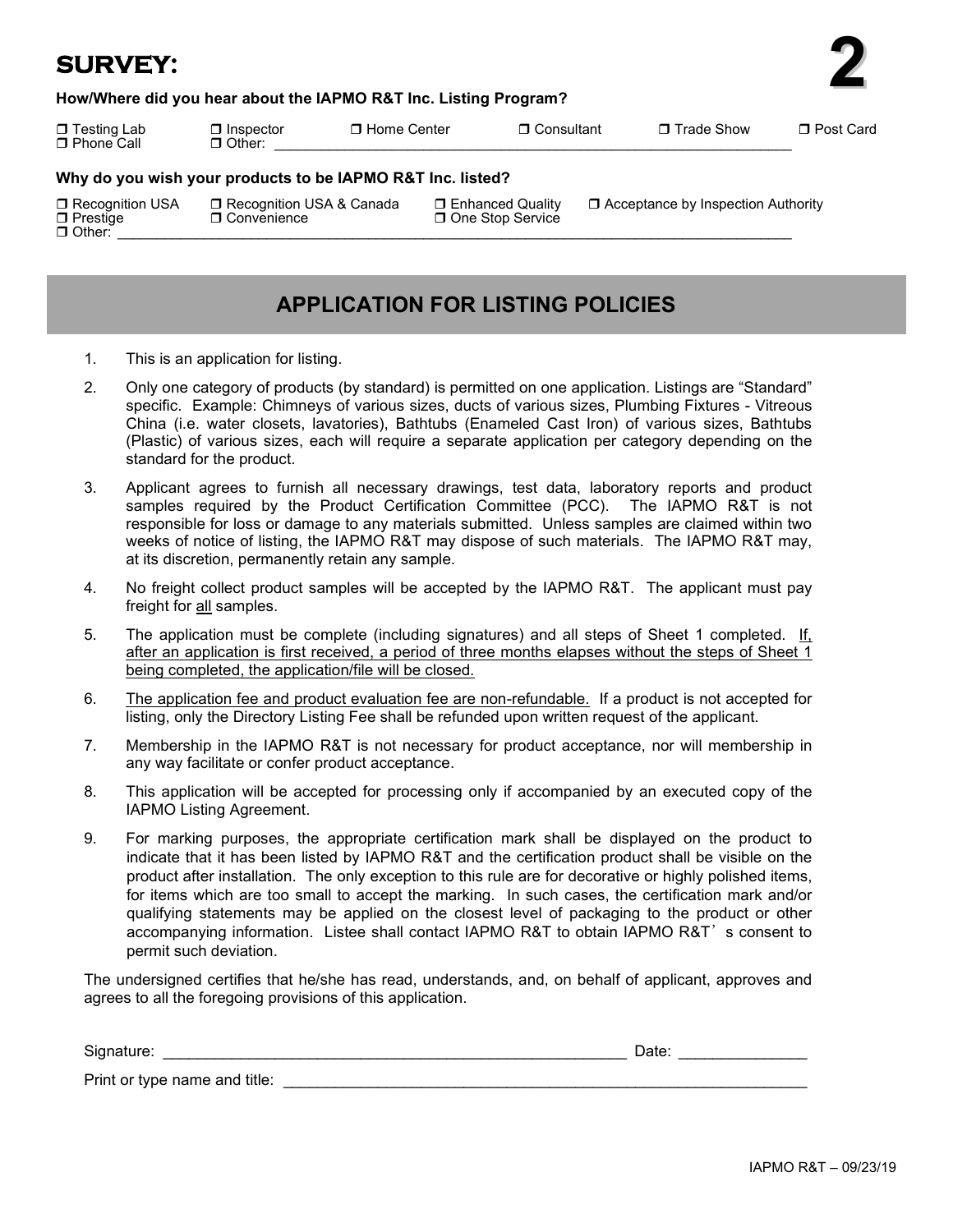# SURVEY:

**2**

**How/Where did you hear about the IAPMO R&T Inc. Listing Program?**

❒ Testing Lab ❒ Inspector ❒ Home Center ❒ Consultant ❒ Trade Show ❒ Post Card
❒ Phone Call ❒ Other: ______________________________________________________________________

**Why do you wish your products to be IAPMO R&T Inc. listed?**

❒ Recognition USA ❒ Recognition USA & Canada ❒ Enhanced Quality ❒ Acceptance by Inspection Authority
❒ Prestige ❒ Convenience ❒ One Stop Service
❒ Other: ______________________________________________________________________

## APPLICATION FOR LISTING POLICIES

1. This is an application for listing.
2. Only one category of products (by standard) is permitted on one application. Listings are "Standard" specific. Example: Chimneys of various sizes, ducts of various sizes, Plumbing Fixtures - Vitreous China (i.e. water closets, lavatories), Bathtubs (Enameled Cast Iron) of various sizes, Bathtubs (Plastic) of various sizes, each will require a separate application per category depending on the standard for the product.
3. Applicant agrees to furnish all necessary drawings, test data, laboratory reports and product samples required by the Product Certification Committee (PCC). The IAPMO R&T is not responsible for loss or damage to any materials submitted. Unless samples are claimed within two weeks of notice of listing, the IAPMO R&T may dispose of such materials. The IAPMO R&T may, at its discretion, permanently retain any sample.
4. No freight collect product samples will be accepted by the IAPMO R&T. The applicant must pay freight for <u>all</u> samples.
5. The application must be complete (including signatures) and all steps of Sheet 1 completed. <u>If, after an application is first received, a period of three months elapses without the steps of Sheet 1 being completed, the application/file will be closed.</u>
6. <u>The application fee and product evaluation fee are non-refundable.</u> If a product is not accepted for listing, only the Directory Listing Fee shall be refunded upon written request of the applicant.
7. Membership in the IAPMO R&T is not necessary for product acceptance, nor will membership in any way facilitate or confer product acceptance.
8. This application will be accepted for processing only if accompanied by an executed copy of the IAPMO Listing Agreement.
9. For marking purposes, the appropriate certification mark shall be displayed on the product to indicate that it has been listed by IAPMO R&T and the certification product shall be visible on the product after installation. The only exception to this rule are for decorative or highly polished items, for items which are too small to accept the marking. In such cases, the certification mark and/or qualifying statements may be applied on the closest level of packaging to the product or other accompanying information. Listee shall contact IAPMO R&T to obtain IAPMO R&T's consent to permit such deviation.

The undersigned certifies that he/she has read, understands, and, on behalf of applicant, approves and agrees to all the foregoing provisions of this application.

Signature: ________________________________________________ Date: _______________

Print or type name and title: ________________________________________________

IAPMO R&T – 09/23/19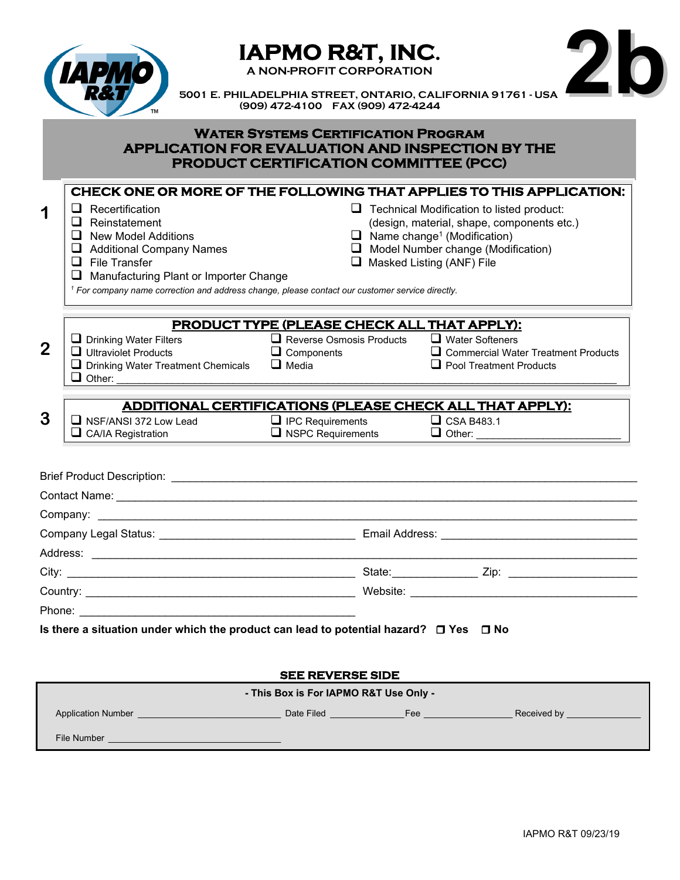# IAPMO R&T, INC.

A NON-PROFIT CORPORATION

5001 E. PHILADELPHIA STREET, ONTARIO, CALIFORNIA 91761 - USA
(909) 472-4100 FAX (909) 472-4244

**2b**

## WATER SYSTEMS CERTIFICATION PROGRAM
## APPLICATION FOR EVALUATION AND INSPECTION BY THE PRODUCT CERTIFICATION COMMITTEE (PCC)

### 1 CHECK ONE OR MORE OF THE FOLLOWING THAT APPLIES TO THIS APPLICATION:

- ❑ Recertification
- ❑ Reinstatement
- ❑ New Model Additions
- ❑ Additional Company Names
- ❑ File Transfer
- ❑ Manufacturing Plant or Importer Change
- ❑ Technical Modification to listed product: (design, material, shape, components etc.)
- ❑ Name change[1] (Modification)
- ❑ Model Number change (Modification)
- ❑ Masked Listing (ANF) File

*[1] For company name correction and address change, please contact our customer service directly.*

### 2 PRODUCT TYPE (PLEASE CHECK ALL THAT APPLY):

- ❑ Drinking Water Filters
- ❑ Ultraviolet Products
- ❑ Drinking Water Treatment Chemicals
- ❑ Reverse Osmosis Products
- ❑ Components
- ❑ Media
- ❑ Water Softeners
- ❑ Commercial Water Treatment Products
- ❑ Pool Treatment Products
- ❑ Other: ____________________

### 3 ADDITIONAL CERTIFICATIONS (PLEASE CHECK ALL THAT APPLY):

- ❑ NSF/ANSI 372 Low Lead
- ❑ CA/IA Registration
- ❑ IPC Requirements
- ❑ NSPC Requirements
- ❑ CSA B483.1
- ❑ Other: ____________________

Brief Product Description: ____________________

Contact Name: ____________________

Company: ____________________

Company Legal Status: ____________________ Email Address: ____________________

Address: ____________________

City: ____________________ State: __________ Zip: __________

Country: ____________________ Website: ____________________

Phone: ____________________

**Is there a situation under which the product can lead to potential hazard? ❑ Yes ❑ No**

**SEE REVERSE SIDE**

**- This Box is For IAPMO R&T Use Only -**

Application Number ____________ Date Filed ____________ Fee ____________ Received by ____________

File Number ____________

IAPMO R&T 09/23/19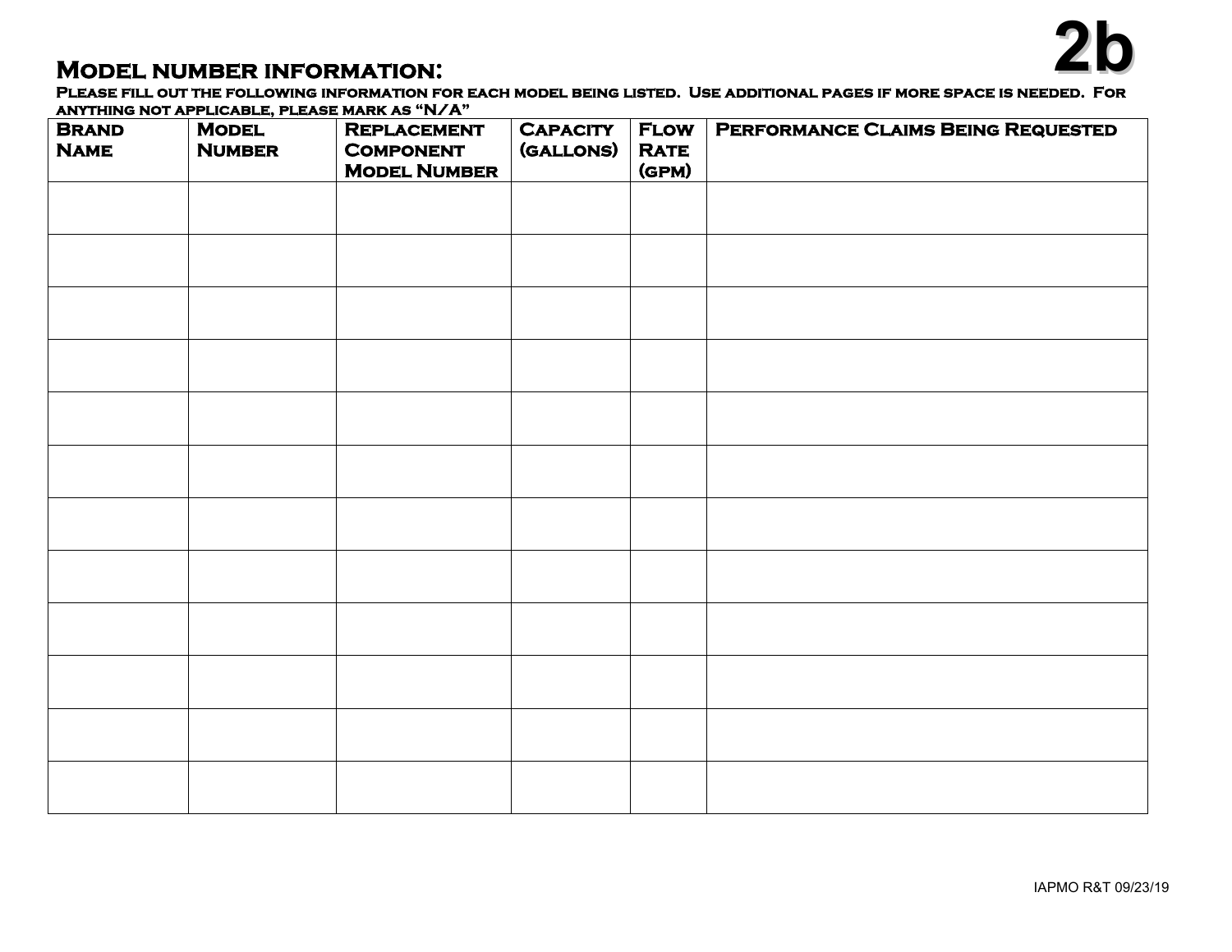# 2b

## Model number information:

**Please fill out the following information for each model being listed. Use additional pages if more space is needed. For anything not applicable, please mark as "N/A"**

| Brand Name | Model Number | Replacement Component Model Number | Capacity (gallons) | Flow Rate (gpm) | Performance Claims Being Requested |
|---|---|---|---|---|---|
| | | | | | |
| | | | | | |
| | | | | | |
| | | | | | |
| | | | | | |
| | | | | | |
| | | | | | |
| | | | | | |
| | | | | | |
| | | | | | |
| | | | | | |
| | | | | | |

IAPMO R&T 09/23/19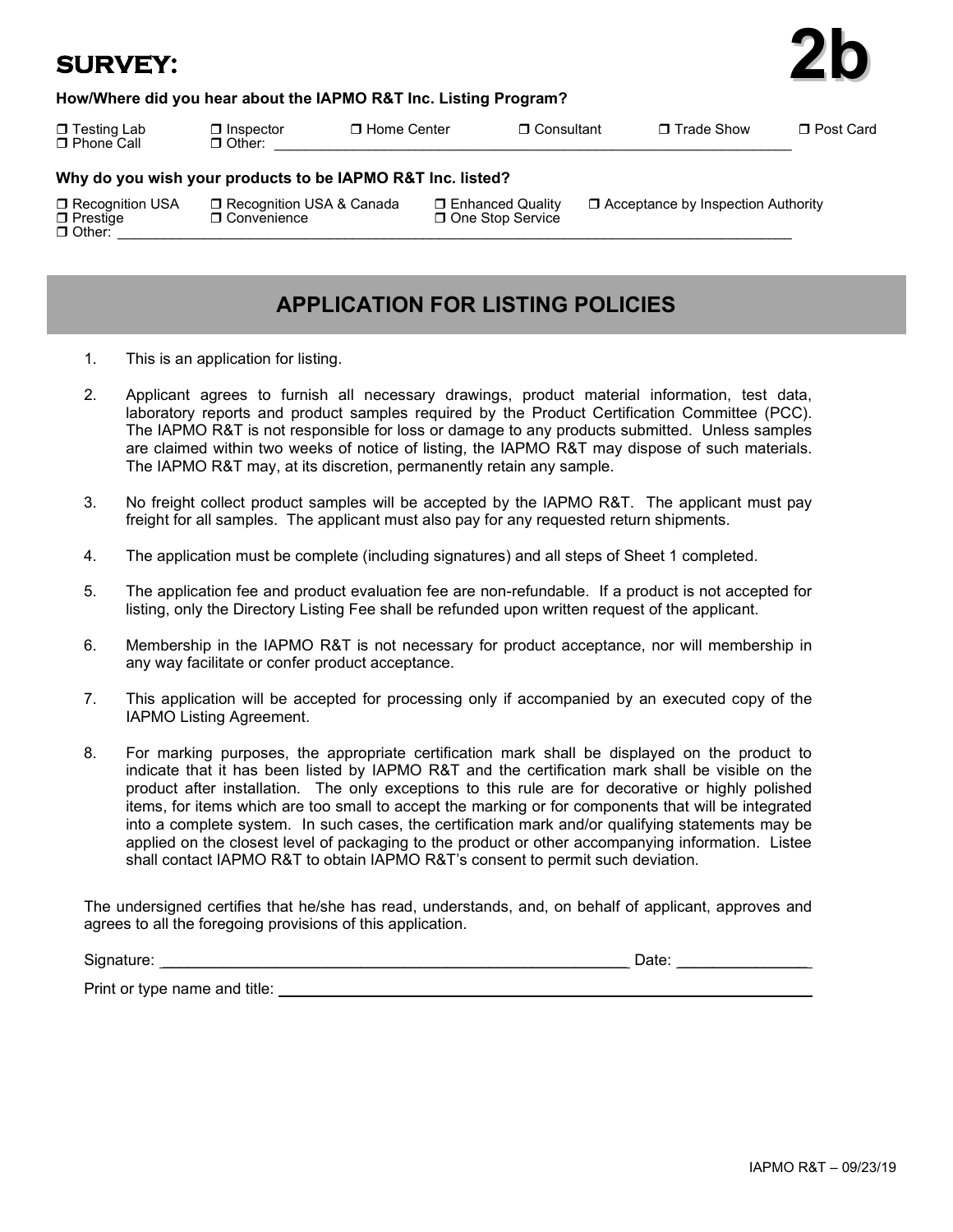# SURVEY:

**2b**

**How/Where did you hear about the IAPMO R&T Inc. Listing Program?**

❐ Testing Lab ❐ Inspector ❐ Home Center ❐ Consultant ❐ Trade Show ❐ Post Card
❐ Phone Call ❐ Other: ______________________________________________________________________

**Why do you wish your products to be IAPMO R&T Inc. listed?**

❐ Recognition USA ❐ Recognition USA & Canada ❐ Enhanced Quality ❐ Acceptance by Inspection Authority
❐ Prestige ❐ Convenience ❐ One Stop Service
❐ Other: ______________________________________________________________________________________

## APPLICATION FOR LISTING POLICIES

1. This is an application for listing.
2. Applicant agrees to furnish all necessary drawings, product material information, test data, laboratory reports and product samples required by the Product Certification Committee (PCC). The IAPMO R&T is not responsible for loss or damage to any products submitted. Unless samples are claimed within two weeks of notice of listing, the IAPMO R&T may dispose of such materials. The IAPMO R&T may, at its discretion, permanently retain any sample.
3. No freight collect product samples will be accepted by the IAPMO R&T. The applicant must pay freight for all samples. The applicant must also pay for any requested return shipments.
4. The application must be complete (including signatures) and all steps of Sheet 1 completed.
5. The application fee and product evaluation fee are non-refundable. If a product is not accepted for listing, only the Directory Listing Fee shall be refunded upon written request of the applicant.
6. Membership in the IAPMO R&T is not necessary for product acceptance, nor will membership in any way facilitate or confer product acceptance.
7. This application will be accepted for processing only if accompanied by an executed copy of the IAPMO Listing Agreement.
8. For marking purposes, the appropriate certification mark shall be displayed on the product to indicate that it has been listed by IAPMO R&T and the certification mark shall be visible on the product after installation. The only exceptions to this rule are for decorative or highly polished items, for items which are too small to accept the marking or for components that will be integrated into a complete system. In such cases, the certification mark and/or qualifying statements may be applied on the closest level of packaging to the product or other accompanying information. Listee shall contact IAPMO R&T to obtain IAPMO R&T's consent to permit such deviation.

The undersigned certifies that he/she has read, understands, and, on behalf of applicant, approves and agrees to all the foregoing provisions of this application.

Signature: ________________________________________________ Date: _______________

Print or type name and title: ________________________________________________

IAPMO R&T – 09/23/19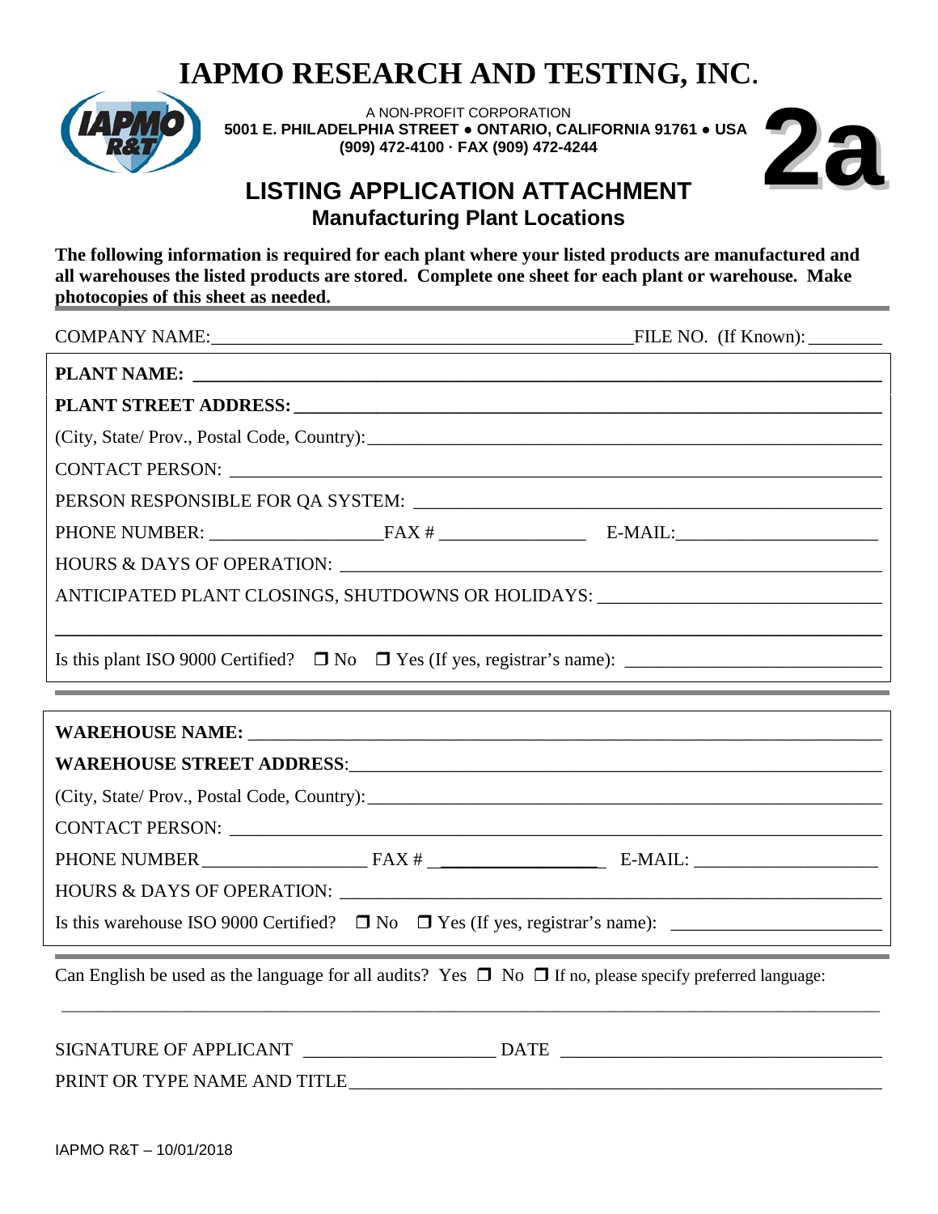# IAPMO RESEARCH AND TESTING, INC.

A NON-PROFIT CORPORATION
**5001 E. PHILADELPHIA STREET ● ONTARIO, CALIFORNIA 91761 ● USA**
**(909) 472-4100 · FAX (909) 472-4244**

# 2a

## LISTING APPLICATION ATTACHMENT
### Manufacturing Plant Locations

**The following information is required for each plant where your listed products are manufactured and all warehouses the listed products are stored. Complete one sheet for each plant or warehouse. Make photocopies of this sheet as needed.**

COMPANY NAME:_______________________________________________FILE NO. (If Known): ________

**PLANT NAME:** ______________________________________________________________________

**PLANT STREET ADDRESS:** ______________________________________________________________

(City, State/ Prov., Postal Code, Country):________________________________________________

CONTACT PERSON: ____________________________________________________________________

PERSON RESPONSIBLE FOR QA SYSTEM: ___________________________________________________

PHONE NUMBER: __________________FAX # ________________ E-MAIL:_____________________

HOURS & DAYS OF OPERATION: ________________________________________________________

ANTICIPATED PLANT CLOSINGS, SHUTDOWNS OR HOLIDAYS: _____________________________

______________________________________________________________________________________

Is this plant ISO 9000 Certified? ❒ No ❒ Yes (If yes, registrar's name): ___________________________

**WAREHOUSE NAME:** _________________________________________________________________

**WAREHOUSE STREET ADDRESS**:_________________________________________________________

(City, State/ Prov., Postal Code, Country):________________________________________________

CONTACT PERSON: ____________________________________________________________________

PHONE NUMBER _________________ FAX # __________________ E-MAIL: ___________________

HOURS & DAYS OF OPERATION: ________________________________________________________

Is this warehouse ISO 9000 Certified? ❒ No ❒ Yes (If yes, registrar's name): _____________________

Can English be used as the language for all audits? Yes ❒ No ❒ If no, please specify preferred language:

______________________________________________________________________________________

SIGNATURE OF APPLICANT ____________________ DATE __________________________________

PRINT OR TYPE NAME AND TITLE__________________________________________________________

IAPMO R&T – 10/01/2018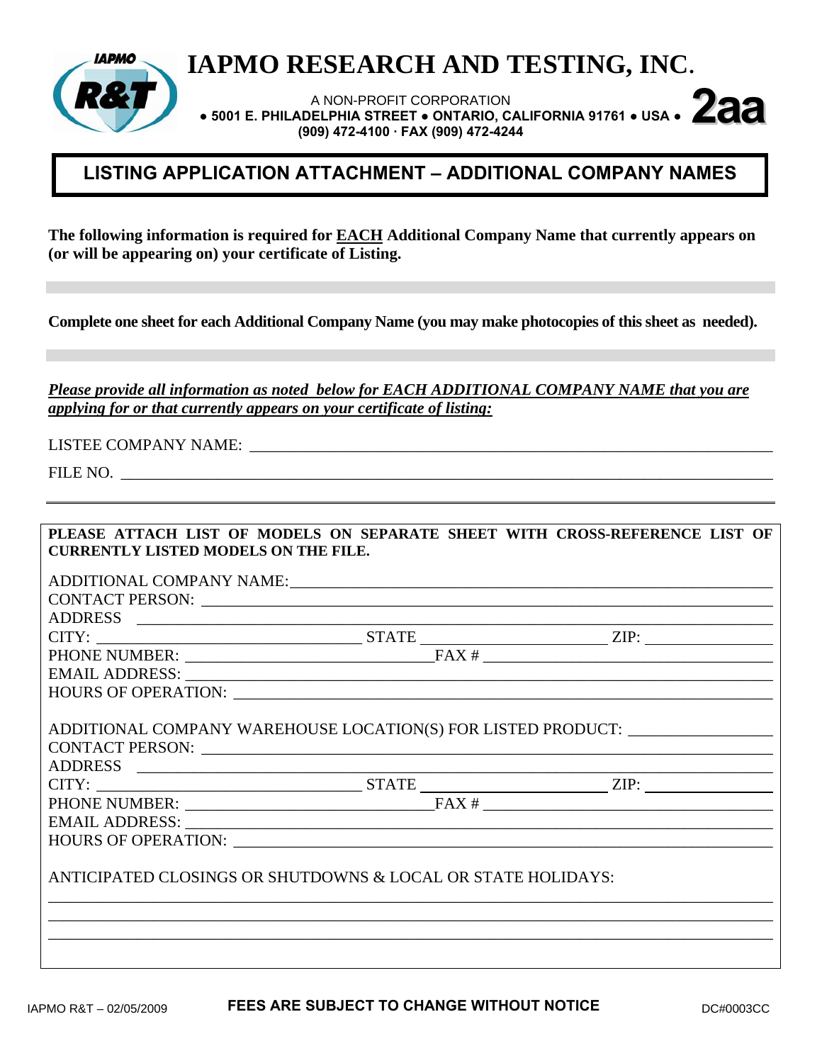# IAPMO RESEARCH AND TESTING, INC.

A NON-PROFIT CORPORATION
● 5001 E. PHILADELPHIA STREET ● ONTARIO, CALIFORNIA 91761 ● USA ●
(909) 472-4100 · FAX (909) 472-4244

**2aa**

## LISTING APPLICATION ATTACHMENT – ADDITIONAL COMPANY NAMES

**The following information is required for <u>EACH</u> Additional Company Name that currently appears on (or will be appearing on) your certificate of Listing.**

**Complete one sheet for each Additional Company Name (you may make photocopies of this sheet as needed).**

***<u>Please provide all information as noted below for EACH ADDITIONAL COMPANY NAME that you are applying for or that currently appears on your certificate of listing:</u>***

LISTEE COMPANY NAME: ______________________________________________

FILE NO. ______________________________________________

**PLEASE ATTACH LIST OF MODELS ON SEPARATE SHEET WITH CROSS-REFERENCE LIST OF CURRENTLY LISTED MODELS ON THE FILE.**

ADDITIONAL COMPANY NAME: ______________________________________________
CONTACT PERSON: ______________________________________________
ADDRESS ______________________________________________
CITY: ____________________ STATE ____________________ ZIP: ____________
PHONE NUMBER: ____________________ FAX # ____________________
EMAIL ADDRESS: ______________________________________________
HOURS OF OPERATION: ______________________________________________

ADDITIONAL COMPANY WAREHOUSE LOCATION(S) FOR LISTED PRODUCT: ____________
CONTACT PERSON: ______________________________________________
ADDRESS ______________________________________________
CITY: ____________________ STATE ____________________ ZIP: ____________
PHONE NUMBER: ____________________ FAX # ____________________
EMAIL ADDRESS: ______________________________________________
HOURS OF OPERATION: ______________________________________________

ANTICIPATED CLOSINGS OR SHUTDOWNS & LOCAL OR STATE HOLIDAYS:
______________________________________________
______________________________________________
______________________________________________

IAPMO R&T – 02/05/2009 **FEES ARE SUBJECT TO CHANGE WITHOUT NOTICE** DC#0003CC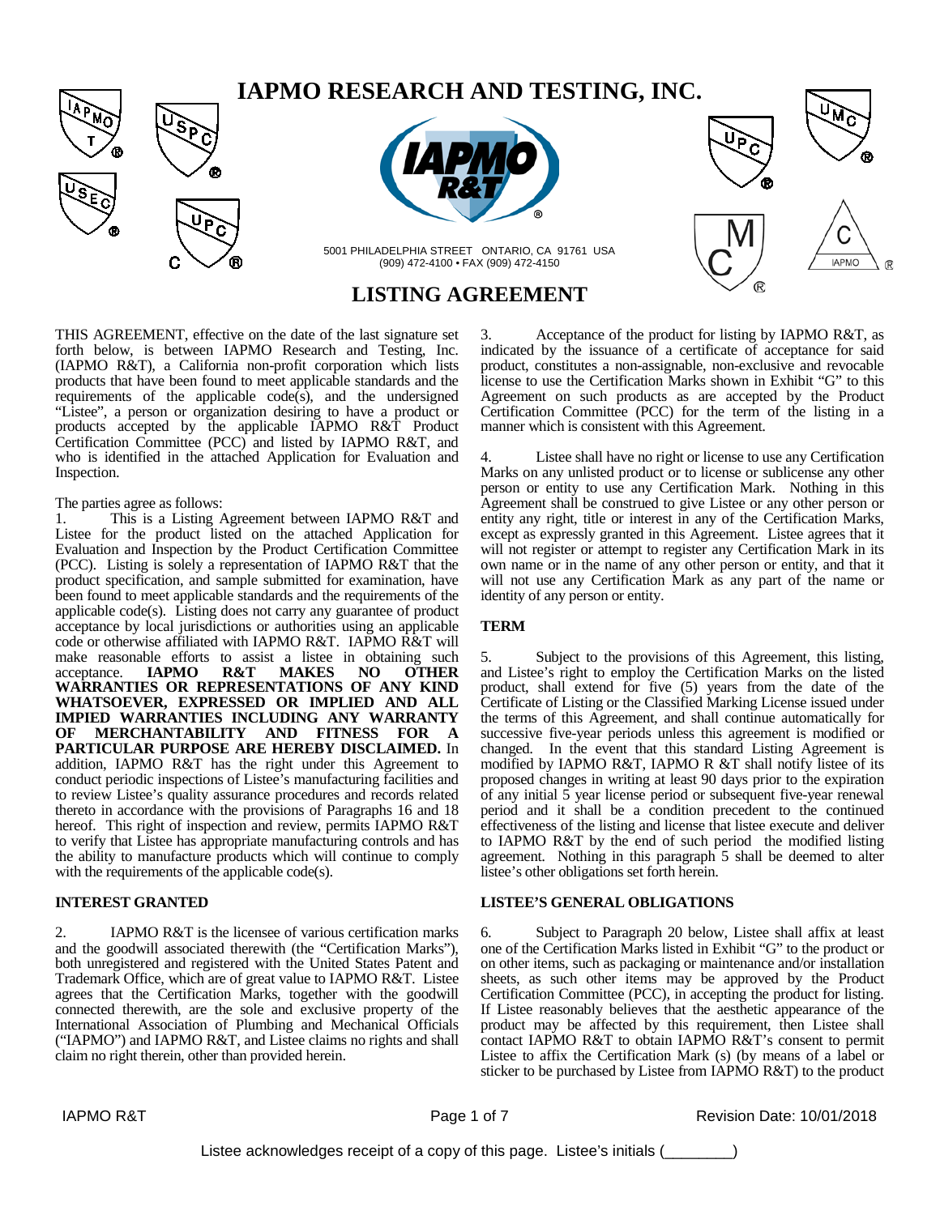# IAPMO RESEARCH AND TESTING, INC.

5001 PHILADELPHIA STREET ONTARIO, CA 91761 USA
(909) 472-4100 • FAX (909) 472-4150

## LISTING AGREEMENT

THIS AGREEMENT, effective on the date of the last signature set forth below, is between IAPMO Research and Testing, Inc. (IAPMO R&T), a California non-profit corporation which lists products that have been found to meet applicable standards and the requirements of the applicable code(s), and the undersigned "Listee", a person or organization desiring to have a product or products accepted by the applicable IAPMO R&T Product Certification Committee (PCC) and listed by IAPMO R&T, and who is identified in the attached Application for Evaluation and Inspection.

The parties agree as follows:

1. This is a Listing Agreement between IAPMO R&T and Listee for the product listed on the attached Application for Evaluation and Inspection by the Product Certification Committee (PCC). Listing is solely a representation of IAPMO R&T that the product specification, and sample submitted for examination, have been found to meet applicable standards and the requirements of the applicable code(s). Listing does not carry any guarantee of product acceptance by local jurisdictions or authorities using an applicable code or otherwise affiliated with IAPMO R&T. IAPMO R&T will make reasonable efforts to assist a listee in obtaining such acceptance. **IAPMO R&T MAKES NO OTHER WARRANTIES OR REPRESENTATIONS OF ANY KIND WHATSOEVER, EXPRESSED OR IMPLIED AND ALL IMPIED WARRANTIES INCLUDING ANY WARRANTY OF MERCHANTABILITY AND FITNESS FOR A PARTICULAR PURPOSE ARE HEREBY DISCLAIMED.** In addition, IAPMO R&T has the right under this Agreement to conduct periodic inspections of Listee's manufacturing facilities and to review Listee's quality assurance procedures and records related thereto in accordance with the provisions of Paragraphs 16 and 18 hereof. This right of inspection and review, permits IAPMO R&T to verify that Listee has appropriate manufacturing controls and has the ability to manufacture products which will continue to comply with the requirements of the applicable code(s).

### INTEREST GRANTED

2. IAPMO R&T is the licensee of various certification marks and the goodwill associated therewith (the "Certification Marks"), both unregistered and registered with the United States Patent and Trademark Office, which are of great value to IAPMO R&T. Listee agrees that the Certification Marks, together with the goodwill connected therewith, are the sole and exclusive property of the International Association of Plumbing and Mechanical Officials ("IAPMO") and IAPMO R&T, and Listee claims no rights and shall claim no right therein, other than provided herein.

3. Acceptance of the product for listing by IAPMO R&T, as indicated by the issuance of a certificate of acceptance for said product, constitutes a non-assignable, non-exclusive and revocable license to use the Certification Marks shown in Exhibit "G" to this Agreement on such products as are accepted by the Product Certification Committee (PCC) for the term of the listing in a manner which is consistent with this Agreement.

4. Listee shall have no right or license to use any Certification Marks on any unlisted product or to license or sublicense any other person or entity to use any Certification Mark. Nothing in this Agreement shall be construed to give Listee or any other person or entity any right, title or interest in any of the Certification Marks, except as expressly granted in this Agreement. Listee agrees that it will not register or attempt to register any Certification Mark in its own name or in the name of any other person or entity, and that it will not use any Certification Mark as any part of the name or identity of any person or entity.

### TERM

5. Subject to the provisions of this Agreement, this listing, and Listee's right to employ the Certification Marks on the listed product, shall extend for five (5) years from the date of the Certificate of Listing or the Classified Marking License issued under the terms of this Agreement, and shall continue automatically for successive five-year periods unless this agreement is modified or changed. In the event that this standard Listing Agreement is modified by IAPMO R&T, IAPMO R &T shall notify listee of its proposed changes in writing at least 90 days prior to the expiration of any initial 5 year license period or subsequent five-year renewal period and it shall be a condition precedent to the continued effectiveness of the listing and license that listee execute and deliver to IAPMO R&T by the end of such period the modified listing agreement. Nothing in this paragraph 5 shall be deemed to alter listee's other obligations set forth herein.

### LISTEE'S GENERAL OBLIGATIONS

6. Subject to Paragraph 20 below, Listee shall affix at least one of the Certification Marks listed in Exhibit "G" to the product or on other items, such as packaging or maintenance and/or installation sheets, as such other items may be approved by the Product Certification Committee (PCC), in accepting the product for listing. If Listee reasonably believes that the aesthetic appearance of the product may be affected by this requirement, then Listee shall contact IAPMO R&T to obtain IAPMO R&T's consent to permit Listee to affix the Certification Mark (s) (by means of a label or sticker to be purchased by Listee from IAPMO R&T) to the product

Listee acknowledges receipt of a copy of this page. Listee's initials (________)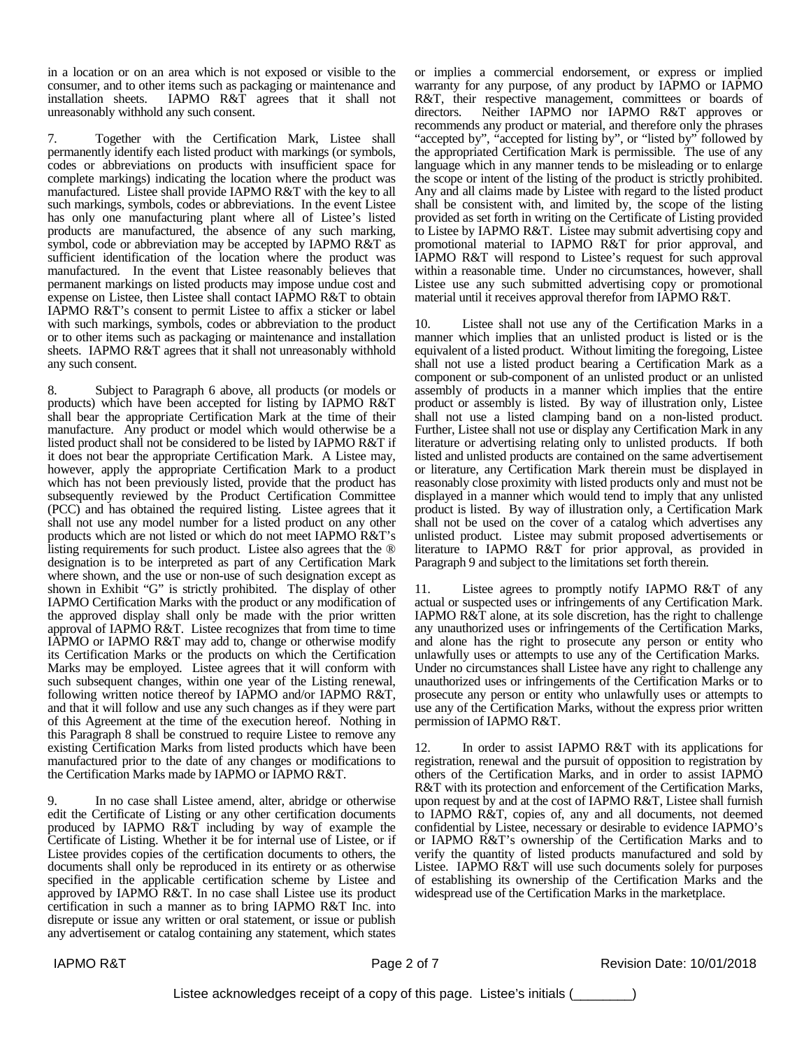in a location or on an area which is not exposed or visible to the consumer, and to other items such as packaging or maintenance and installation sheets. IAPMO R&T agrees that it shall not unreasonably withhold any such consent.

7. Together with the Certification Mark, Listee shall permanently identify each listed product with markings (or symbols, codes or abbreviations on products with insufficient space for complete markings) indicating the location where the product was manufactured. Listee shall provide IAPMO R&T with the key to all such markings, symbols, codes or abbreviations. In the event Listee has only one manufacturing plant where all of Listee's listed products are manufactured, the absence of any such marking, symbol, code or abbreviation may be accepted by IAPMO R&T as sufficient identification of the location where the product was manufactured. In the event that Listee reasonably believes that permanent markings on listed products may impose undue cost and expense on Listee, then Listee shall contact IAPMO R&T to obtain IAPMO R&T's consent to permit Listee to affix a sticker or label with such markings, symbols, codes or abbreviation to the product or to other items such as packaging or maintenance and installation sheets. IAPMO R&T agrees that it shall not unreasonably withhold any such consent.

8. Subject to Paragraph 6 above, all products (or models or products) which have been accepted for listing by IAPMO R&T shall bear the appropriate Certification Mark at the time of their manufacture. Any product or model which would otherwise be a listed product shall not be considered to be listed by IAPMO R&T if it does not bear the appropriate Certification Mark. A Listee may, however, apply the appropriate Certification Mark to a product which has not been previously listed, provide that the product has subsequently reviewed by the Product Certification Committee (PCC) and has obtained the required listing. Listee agrees that it shall not use any model number for a listed product on any other products which are not listed or which do not meet IAPMO R&T's listing requirements for such product. Listee also agrees that the ® designation is to be interpreted as part of any Certification Mark where shown, and the use or non-use of such designation except as shown in Exhibit "G" is strictly prohibited. The display of other IAPMO Certification Marks with the product or any modification of the approved display shall only be made with the prior written approval of IAPMO R&T. Listee recognizes that from time to time IAPMO or IAPMO R&T may add to, change or otherwise modify its Certification Marks or the products on which the Certification Marks may be employed. Listee agrees that it will conform with such subsequent changes, within one year of the Listing renewal, following written notice thereof by IAPMO and/or IAPMO R&T, and that it will follow and use any such changes as if they were part of this Agreement at the time of the execution hereof. Nothing in this Paragraph 8 shall be construed to require Listee to remove any existing Certification Marks from listed products which have been manufactured prior to the date of any changes or modifications to the Certification Marks made by IAPMO or IAPMO R&T.

9. In no case shall Listee amend, alter, abridge or otherwise edit the Certificate of Listing or any other certification documents produced by IAPMO R&T including by way of example the Certificate of Listing. Whether it be for internal use of Listee, or if Listee provides copies of the certification documents to others, the documents shall only be reproduced in its entirety or as otherwise specified in the applicable certification scheme by Listee and approved by IAPMO R&T. In no case shall Listee use its product certification in such a manner as to bring IAPMO R&T Inc. into disrepute or issue any written or oral statement, or issue or publish any advertisement or catalog containing any statement, which states or implies a commercial endorsement, or express or implied warranty for any purpose, of any product by IAPMO or IAPMO R&T, their respective management, committees or boards of directors. Neither IAPMO nor IAPMO R&T approves or recommends any product or material, and therefore only the phrases "accepted by", "accepted for listing by", or "listed by" followed by the appropriated Certification Mark is permissible. The use of any language which in any manner tends to be misleading or to enlarge the scope or intent of the listing of the product is strictly prohibited. Any and all claims made by Listee with regard to the listed product shall be consistent with, and limited by, the scope of the listing provided as set forth in writing on the Certificate of Listing provided to Listee by IAPMO R&T. Listee may submit advertising copy and promotional material to IAPMO R&T for prior approval, and IAPMO R&T will respond to Listee's request for such approval within a reasonable time. Under no circumstances, however, shall Listee use any such submitted advertising copy or promotional material until it receives approval therefor from IAPMO R&T.

10. Listee shall not use any of the Certification Marks in a manner which implies that an unlisted product is listed or is the equivalent of a listed product. Without limiting the foregoing, Listee shall not use a listed product bearing a Certification Mark as a component or sub-component of an unlisted product or an unlisted assembly of products in a manner which implies that the entire product or assembly is listed. By way of illustration only, Listee shall not use a listed clamping band on a non-listed product. Further, Listee shall not use or display any Certification Mark in any literature or advertising relating only to unlisted products. If both listed and unlisted products are contained on the same advertisement or literature, any Certification Mark therein must be displayed in reasonably close proximity with listed products only and must not be displayed in a manner which would tend to imply that any unlisted product is listed. By way of illustration only, a Certification Mark shall not be used on the cover of a catalog which advertises any unlisted product. Listee may submit proposed advertisements or literature to IAPMO R&T for prior approval, as provided in Paragraph 9 and subject to the limitations set forth therein.

11. Listee agrees to promptly notify IAPMO R&T of any actual or suspected uses or infringements of any Certification Mark. IAPMO R&T alone, at its sole discretion, has the right to challenge any unauthorized uses or infringements of the Certification Marks, and alone has the right to prosecute any person or entity who unlawfully uses or attempts to use any of the Certification Marks. Under no circumstances shall Listee have any right to challenge any unauthorized uses or infringements of the Certification Marks or to prosecute any person or entity who unlawfully uses or attempts to use any of the Certification Marks, without the express prior written permission of IAPMO R&T.

12. In order to assist IAPMO R&T with its applications for registration, renewal and the pursuit of opposition to registration by others of the Certification Marks, and in order to assist IAPMO R&T with its protection and enforcement of the Certification Marks, upon request by and at the cost of IAPMO R&T, Listee shall furnish to IAPMO R&T, copies of, any and all documents, not deemed confidential by Listee, necessary or desirable to evidence IAPMO's or IAPMO R&T's ownership of the Certification Marks and to verify the quantity of listed products manufactured and sold by Listee. IAPMO R&T will use such documents solely for purposes of establishing its ownership of the Certification Marks and the widespread use of the Certification Marks in the marketplace.

Listee acknowledges receipt of a copy of this page. Listee's initials (________)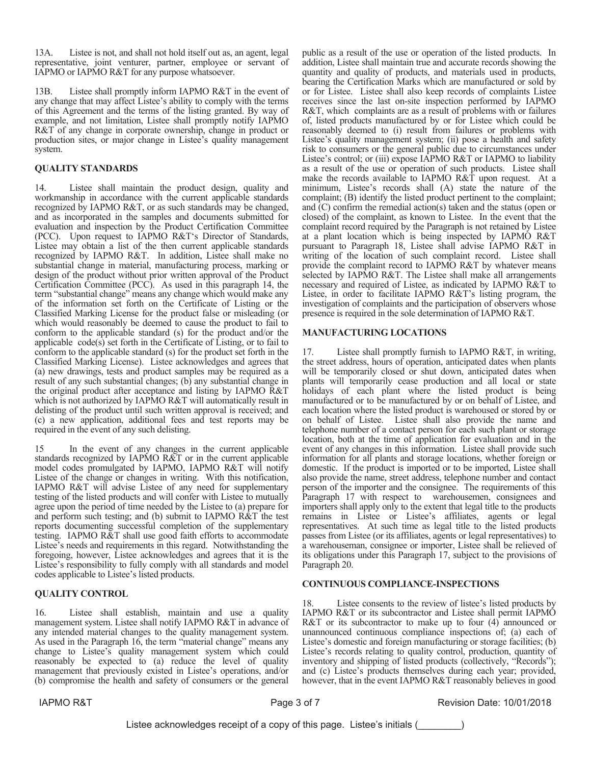13A. Listee is not, and shall not hold itself out as, an agent, legal representative, joint venturer, partner, employee or servant of IAPMO or IAPMO R&T for any purpose whatsoever.

13B. Listee shall promptly inform IAPMO R&T in the event of any change that may affect Listee's ability to comply with the terms of this Agreement and the terms of the listing granted. By way of example, and not limitation, Listee shall promptly notify IAPMO R&T of any change in corporate ownership, change in product or production sites, or major change in Listee's quality management system.

**QUALITY STANDARDS**

14. Listee shall maintain the product design, quality and workmanship in accordance with the current applicable standards recognized by IAPMO R&T, or as such standards may be changed, and as incorporated in the samples and documents submitted for evaluation and inspection by the Product Certification Committee (PCC). Upon request to IAPMO R&T's Director of Standards, Listee may obtain a list of the then current applicable standards recognized by IAPMO R&T. In addition, Listee shall make no substantial change in material, manufacturing process, marking or design of the product without prior written approval of the Product Certification Committee (PCC). As used in this paragraph 14, the term "substantial change" means any change which would make any of the information set forth on the Certificate of Listing or the Classified Marking License for the product false or misleading (or which would reasonably be deemed to cause the product to fail to conform to the applicable standard (s) for the product and/or the applicable code(s) set forth in the Certificate of Listing, or to fail to conform to the applicable standard (s) for the product set forth in the Classified Marking License). Listee acknowledges and agrees that (a) new drawings, tests and product samples may be required as a result of any such substantial changes; (b) any substantial change in the original product after acceptance and listing by IAPMO R&T which is not authorized by IAPMO R&T will automatically result in delisting of the product until such written approval is received; and (c) a new application, additional fees and test reports may be required in the event of any such delisting.

15 In the event of any changes in the current applicable standards recognized by IAPMO R&T or in the current applicable model codes promulgated by IAPMO, IAPMO R&T will notify Listee of the change or changes in writing. With this notification, IAPMO R&T will advise Listee of any need for supplementary testing of the listed products and will confer with Listee to mutually agree upon the period of time needed by the Listee to (a) prepare for and perform such testing; and (b) submit to IAPMO R&T the test reports documenting successful completion of the supplementary testing. IAPMO R&T shall use good faith efforts to accommodate Listee's needs and requirements in this regard. Notwithstanding the foregoing, however, Listee acknowledges and agrees that it is the Listee's responsibility to fully comply with all standards and model codes applicable to Listee's listed products.

**QUALITY CONTROL**

16. Listee shall establish, maintain and use a quality management system. Listee shall notify IAPMO R&T in advance of any intended material changes to the quality management system. As used in the Paragraph 16, the term "material change" means any change to Listee's quality management system which could reasonably be expected to (a) reduce the level of quality management that previously existed in Listee's operations, and/or (b) compromise the health and safety of consumers or the general public as a result of the use or operation of the listed products. In addition, Listee shall maintain true and accurate records showing the quantity and quality of products, and materials used in products, bearing the Certification Marks which are manufactured or sold by or for Listee. Listee shall also keep records of complaints Listee receives since the last on-site inspection performed by IAPMO R&T, which complaints are as a result of problems with or failures of, listed products manufactured by or for Listee which could be reasonably deemed to (i) result from failures or problems with Listee's quality management system; (ii) pose a health and safety risk to consumers or the general public due to circumstances under Listee's control; or (iii) expose IAPMO R&T or IAPMO to liability as a result of the use or operation of such products. Listee shall make the records available to IAPMO R&T upon request. At a minimum, Listee's records shall (A) state the nature of the complaint; (B) identify the listed product pertinent to the complaint; and (C) confirm the remedial action(s) taken and the status (open or closed) of the complaint, as known to Listee. In the event that the complaint record required by the Paragraph is not retained by Listee at a plant location which is being inspected by IAPMO R&T pursuant to Paragraph 18, Listee shall advise IAPMO R&T in writing of the location of such complaint record. Listee shall provide the complaint record to IAPMO R&T by whatever means selected by IAPMO R&T. The Listee shall make all arrangements necessary and required of Listee, as indicated by IAPMO R&T to Listee, in order to facilitate IAPMO R&T's listing program, the investigation of complaints and the participation of observers whose presence is required in the sole determination of IAPMO R&T.

**MANUFACTURING LOCATIONS**

17. Listee shall promptly furnish to IAPMO R&T, in writing, the street address, hours of operation, anticipated dates when plants will be temporarily closed or shut down, anticipated dates when plants will temporarily cease production and all local or state holidays of each plant where the listed product is being manufactured or to be manufactured by or on behalf of Listee, and each location where the listed product is warehoused or stored by or on behalf of Listee. Listee shall also provide the name and telephone number of a contact person for each such plant or storage location, both at the time of application for evaluation and in the event of any changes in this information. Listee shall provide such information for all plants and storage locations, whether foreign or domestic. If the product is imported or to be imported, Listee shall also provide the name, street address, telephone number and contact person of the importer and the consignee. The requirements of this Paragraph 17 with respect to warehousemen, consignees and importers shall apply only to the extent that legal title to the products remains in Listee or Listee's affiliates, agents or legal representatives. At such time as legal title to the listed products passes from Listee (or its affiliates, agents or legal representatives) to a warehouseman, consignee or importer, Listee shall be relieved of its obligations under this Paragraph 17, subject to the provisions of Paragraph 20.

**CONTINUOUS COMPLIANCE-INSPECTIONS**

18. Listee consents to the review of listee's listed products by IAPMO R&T or its subcontractor and Listee shall permit IAPMO R&T or its subcontractor to make up to four (4) announced or unannounced continuous compliance inspections of; (a) each of Listee's domestic and foreign manufacturing or storage facilities; (b) Listee's records relating to quality control, production, quantity of inventory and shipping of listed products (collectively, "Records"); and (c) Listee's products themselves during each year; provided, however, that in the event IAPMO R&T reasonably believes in good

Listee acknowledges receipt of a copy of this page. Listee's initials (________)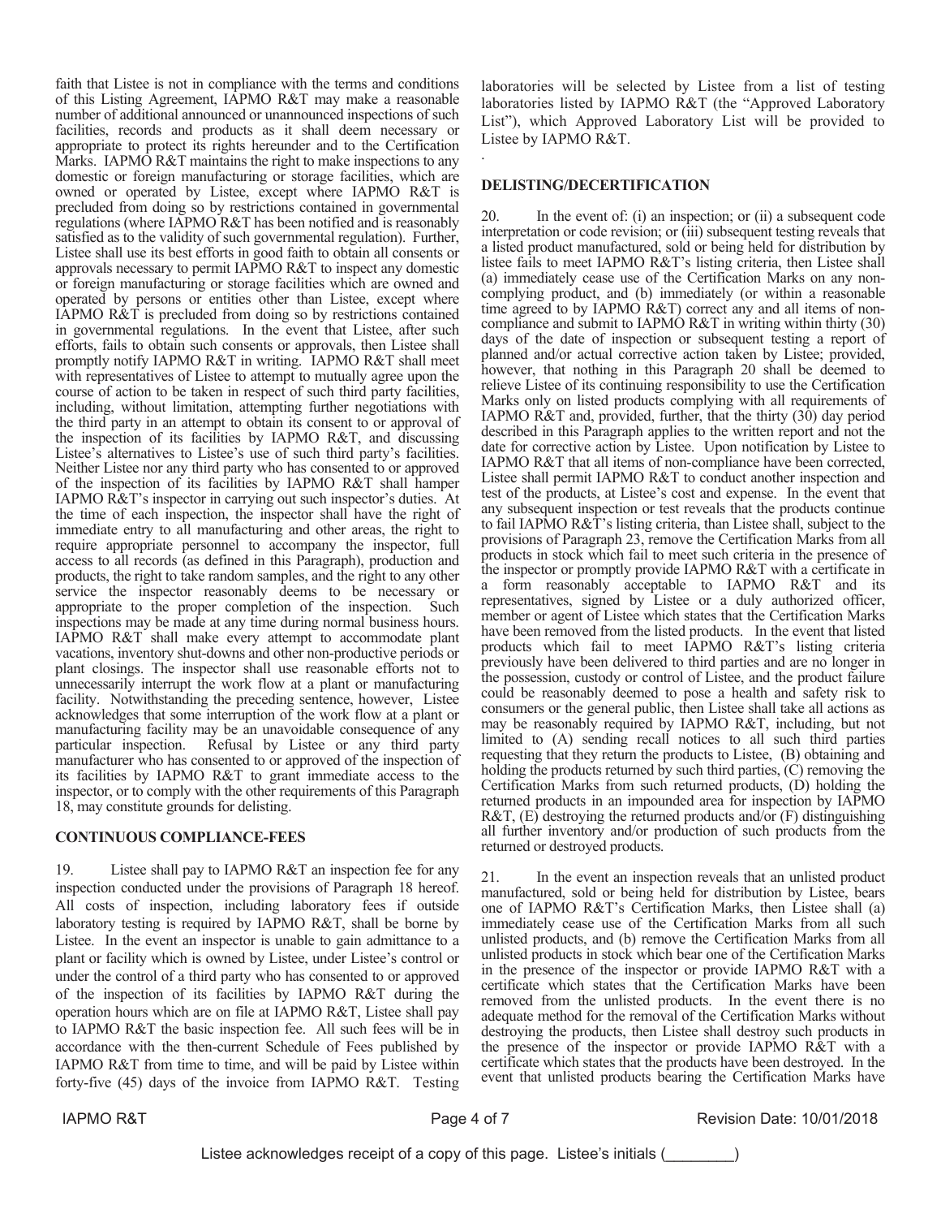faith that Listee is not in compliance with the terms and conditions of this Listing Agreement, IAPMO R&T may make a reasonable number of additional announced or unannounced inspections of such facilities, records and products as it shall deem necessary or appropriate to protect its rights hereunder and to the Certification Marks. IAPMO R&T maintains the right to make inspections to any domestic or foreign manufacturing or storage facilities, which are owned or operated by Listee, except where IAPMO R&T is precluded from doing so by restrictions contained in governmental regulations (where IAPMO R&T has been notified and is reasonably satisfied as to the validity of such governmental regulation). Further, Listee shall use its best efforts in good faith to obtain all consents or approvals necessary to permit IAPMO R&T to inspect any domestic or foreign manufacturing or storage facilities which are owned and operated by persons or entities other than Listee, except where IAPMO R&T is precluded from doing so by restrictions contained in governmental regulations. In the event that Listee, after such efforts, fails to obtain such consents or approvals, then Listee shall promptly notify IAPMO R&T in writing. IAPMO R&T shall meet with representatives of Listee to attempt to mutually agree upon the course of action to be taken in respect of such third party facilities, including, without limitation, attempting further negotiations with the third party in an attempt to obtain its consent to or approval of the inspection of its facilities by IAPMO R&T, and discussing Listee's alternatives to Listee's use of such third party's facilities. Neither Listee nor any third party who has consented to or approved of the inspection of its facilities by IAPMO R&T shall hamper IAPMO R&T's inspector in carrying out such inspector's duties. At the time of each inspection, the inspector shall have the right of immediate entry to all manufacturing and other areas, the right to require appropriate personnel to accompany the inspector, full access to all records (as defined in this Paragraph), production and products, the right to take random samples, and the right to any other service the inspector reasonably deems to be necessary or appropriate to the proper completion of the inspection. Such inspections may be made at any time during normal business hours. IAPMO R&T shall make every attempt to accommodate plant vacations, inventory shut-downs and other non-productive periods or plant closings. The inspector shall use reasonable efforts not to unnecessarily interrupt the work flow at a plant or manufacturing facility. Notwithstanding the preceding sentence, however, Listee acknowledges that some interruption of the work flow at a plant or manufacturing facility may be an unavoidable consequence of any particular inspection. Refusal by Listee or any third party manufacturer who has consented to or approved of the inspection of its facilities by IAPMO R&T to grant immediate access to the inspector, or to comply with the other requirements of this Paragraph 18, may constitute grounds for delisting.

**CONTINUOUS COMPLIANCE-FEES**

19. Listee shall pay to IAPMO R&T an inspection fee for any inspection conducted under the provisions of Paragraph 18 hereof. All costs of inspection, including laboratory fees if outside laboratory testing is required by IAPMO R&T, shall be borne by Listee. In the event an inspector is unable to gain admittance to a plant or facility which is owned by Listee, under Listee's control or under the control of a third party who has consented to or approved of the inspection of its facilities by IAPMO R&T during the operation hours which are on file at IAPMO R&T, Listee shall pay to IAPMO R&T the basic inspection fee. All such fees will be in accordance with the then-current Schedule of Fees published by IAPMO R&T from time to time, and will be paid by Listee within forty-five (45) days of the invoice from IAPMO R&T. Testing laboratories will be selected by Listee from a list of testing laboratories listed by IAPMO R&T (the "Approved Laboratory List"), which Approved Laboratory List will be provided to Listee by IAPMO R&T.

**DELISTING/DECERTIFICATION**

20. In the event of: (i) an inspection; or (ii) a subsequent code interpretation or code revision; or (iii) subsequent testing reveals that a listed product manufactured, sold or being held for distribution by listee fails to meet IAPMO R&T's listing criteria, then Listee shall (a) immediately cease use of the Certification Marks on any non-complying product, and (b) immediately (or within a reasonable time agreed to by IAPMO R&T) correct any and all items of non-compliance and submit to IAPMO R&T in writing within thirty (30) days of the date of inspection or subsequent testing a report of planned and/or actual corrective action taken by Listee; provided, however, that nothing in this Paragraph 20 shall be deemed to relieve Listee of its continuing responsibility to use the Certification Marks only on listed products complying with all requirements of IAPMO R&T and, provided, further, that the thirty (30) day period described in this Paragraph applies to the written report and not the date for corrective action by Listee. Upon notification by Listee to IAPMO R&T that all items of non-compliance have been corrected, Listee shall permit IAPMO R&T to conduct another inspection and test of the products, at Listee's cost and expense. In the event that any subsequent inspection or test reveals that the products continue to fail IAPMO R&T's listing criteria, than Listee shall, subject to the provisions of Paragraph 23, remove the Certification Marks from all products in stock which fail to meet such criteria in the presence of the inspector or promptly provide IAPMO R&T with a certificate in a form reasonably acceptable to IAPMO R&T and its representatives, signed by Listee or a duly authorized officer, member or agent of Listee which states that the Certification Marks have been removed from the listed products. In the event that listed products which fail to meet IAPMO R&T's listing criteria previously have been delivered to third parties and are no longer in the possession, custody or control of Listee, and the product failure could be reasonably deemed to pose a health and safety risk to consumers or the general public, then Listee shall take all actions as may be reasonably required by IAPMO R&T, including, but not limited to (A) sending recall notices to all such third parties requesting that they return the products to Listee, (B) obtaining and holding the products returned by such third parties, (C) removing the Certification Marks from such returned products, (D) holding the returned products in an impounded area for inspection by IAPMO R&T, (E) destroying the returned products and/or (F) distinguishing all further inventory and/or production of such products from the returned or destroyed products.

21. In the event an inspection reveals that an unlisted product manufactured, sold or being held for distribution by Listee, bears one of IAPMO R&T's Certification Marks, then Listee shall (a) immediately cease use of the Certification Marks from all such unlisted products, and (b) remove the Certification Marks from all unlisted products in stock which bear one of the Certification Marks in the presence of the inspector or provide IAPMO R&T with a certificate which states that the Certification Marks have been removed from the unlisted products. In the event there is no adequate method for the removal of the Certification Marks without destroying the products, then Listee shall destroy such products in the presence of the inspector or provide IAPMO R&T with a certificate which states that the products have been destroyed. In the event that unlisted products bearing the Certification Marks have

Listee acknowledges receipt of a copy of this page. Listee's initials (________)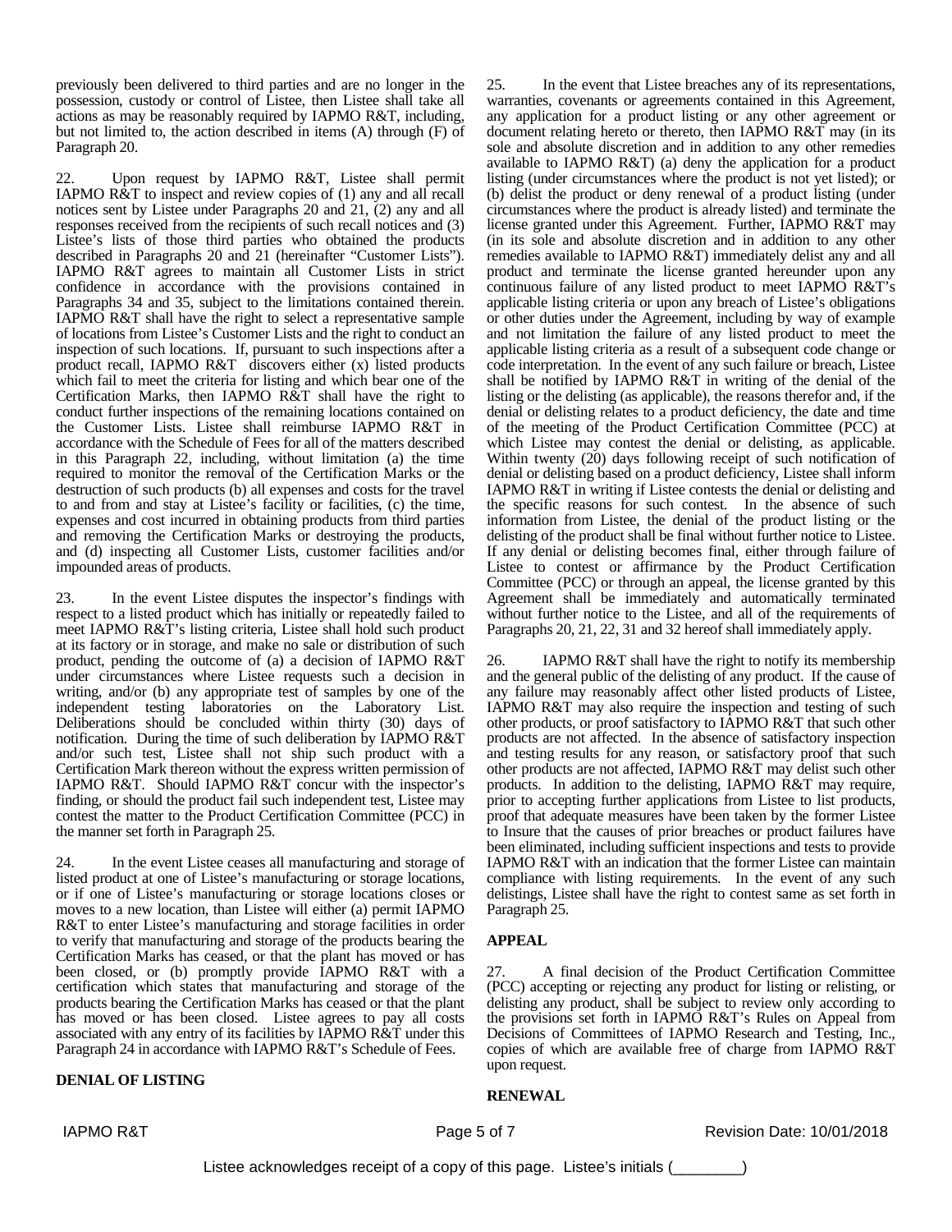previously been delivered to third parties and are no longer in the possession, custody or control of Listee, then Listee shall take all actions as may be reasonably required by IAPMO R&T, including, but not limited to, the action described in items (A) through (F) of Paragraph 20.

22. Upon request by IAPMO R&T, Listee shall permit IAPMO R&T to inspect and review copies of (1) any and all recall notices sent by Listee under Paragraphs 20 and 21, (2) any and all responses received from the recipients of such recall notices and (3) Listee's lists of those third parties who obtained the products described in Paragraphs 20 and 21 (hereinafter "Customer Lists"). IAPMO R&T agrees to maintain all Customer Lists in strict confidence in accordance with the provisions contained in Paragraphs 34 and 35, subject to the limitations contained therein. IAPMO R&T shall have the right to select a representative sample of locations from Listee's Customer Lists and the right to conduct an inspection of such locations. If, pursuant to such inspections after a product recall, IAPMO R&T discovers either (x) listed products which fail to meet the criteria for listing and which bear one of the Certification Marks, then IAPMO R&T shall have the right to conduct further inspections of the remaining locations contained on the Customer Lists. Listee shall reimburse IAPMO R&T in accordance with the Schedule of Fees for all of the matters described in this Paragraph 22, including, without limitation (a) the time required to monitor the removal of the Certification Marks or the destruction of such products (b) all expenses and costs for the travel to and from and stay at Listee's facility or facilities, (c) the time, expenses and cost incurred in obtaining products from third parties and removing the Certification Marks or destroying the products, and (d) inspecting all Customer Lists, customer facilities and/or impounded areas of products.

23. In the event Listee disputes the inspector's findings with respect to a listed product which has initially or repeatedly failed to meet IAPMO R&T's listing criteria, Listee shall hold such product at its factory or in storage, and make no sale or distribution of such product, pending the outcome of (a) a decision of IAPMO R&T under circumstances where Listee requests such a decision in writing, and/or (b) any appropriate test of samples by one of the independent testing laboratories on the Laboratory List. Deliberations should be concluded within thirty (30) days of notification. During the time of such deliberation by IAPMO R&T and/or such test, Listee shall not ship such product with a Certification Mark thereon without the express written permission of IAPMO R&T. Should IAPMO R&T concur with the inspector's finding, or should the product fail such independent test, Listee may contest the matter to the Product Certification Committee (PCC) in the manner set forth in Paragraph 25.

24. In the event Listee ceases all manufacturing and storage of listed product at one of Listee's manufacturing or storage locations, or if one of Listee's manufacturing or storage locations closes or moves to a new location, than Listee will either (a) permit IAPMO R&T to enter Listee's manufacturing and storage facilities in order to verify that manufacturing and storage of the products bearing the Certification Marks has ceased, or that the plant has moved or has been closed, or (b) promptly provide IAPMO R&T with a certification which states that manufacturing and storage of the products bearing the Certification Marks has ceased or that the plant has moved or has been closed. Listee agrees to pay all costs associated with any entry of its facilities by IAPMO R&T under this Paragraph 24 in accordance with IAPMO R&T's Schedule of Fees.

**DENIAL OF LISTING**

25. In the event that Listee breaches any of its representations, warranties, covenants or agreements contained in this Agreement, any application for a product listing or any other agreement or document relating hereto or thereto, then IAPMO R&T may (in its sole and absolute discretion and in addition to any other remedies available to IAPMO R&T) (a) deny the application for a product listing (under circumstances where the product is not yet listed); or (b) delist the product or deny renewal of a product listing (under circumstances where the product is already listed) and terminate the license granted under this Agreement. Further, IAPMO R&T may (in its sole and absolute discretion and in addition to any other remedies available to IAPMO R&T) immediately delist any and all product and terminate the license granted hereunder upon any continuous failure of any listed product to meet IAPMO R&T's applicable listing criteria or upon any breach of Listee's obligations or other duties under the Agreement, including by way of example and not limitation the failure of any listed product to meet the applicable listing criteria as a result of a subsequent code change or code interpretation. In the event of any such failure or breach, Listee shall be notified by IAPMO R&T in writing of the denial of the listing or the delisting (as applicable), the reasons therefor and, if the denial or delisting relates to a product deficiency, the date and time of the meeting of the Product Certification Committee (PCC) at which Listee may contest the denial or delisting, as applicable. Within twenty (20) days following receipt of such notification of denial or delisting based on a product deficiency, Listee shall inform IAPMO R&T in writing if Listee contests the denial or delisting and the specific reasons for such contest. In the absence of such information from Listee, the denial of the product listing or the delisting of the product shall be final without further notice to Listee. If any denial or delisting becomes final, either through failure of Listee to contest or affirmance by the Product Certification Committee (PCC) or through an appeal, the license granted by this Agreement shall be immediately and automatically terminated without further notice to the Listee, and all of the requirements of Paragraphs 20, 21, 22, 31 and 32 hereof shall immediately apply.

26. IAPMO R&T shall have the right to notify its membership and the general public of the delisting of any product. If the cause of any failure may reasonably affect other listed products of Listee, IAPMO R&T may also require the inspection and testing of such other products, or proof satisfactory to IAPMO R&T that such other products are not affected. In the absence of satisfactory inspection and testing results for any reason, or satisfactory proof that such other products are not affected, IAPMO R&T may delist such other products. In addition to the delisting, IAPMO R&T may require, prior to accepting further applications from Listee to list products, proof that adequate measures have been taken by the former Listee to Insure that the causes of prior breaches or product failures have been eliminated, including sufficient inspections and tests to provide IAPMO R&T with an indication that the former Listee can maintain compliance with listing requirements. In the event of any such delistings, Listee shall have the right to contest same as set forth in Paragraph 25.

**APPEAL**

27. A final decision of the Product Certification Committee (PCC) accepting or rejecting any product for listing or relisting, or delisting any product, shall be subject to review only according to the provisions set forth in IAPMO R&T's Rules on Appeal from Decisions of Committees of IAPMO Research and Testing, Inc., copies of which are available free of charge from IAPMO R&T upon request.

**RENEWAL**

Listee acknowledges receipt of a copy of this page. Listee's initials (________)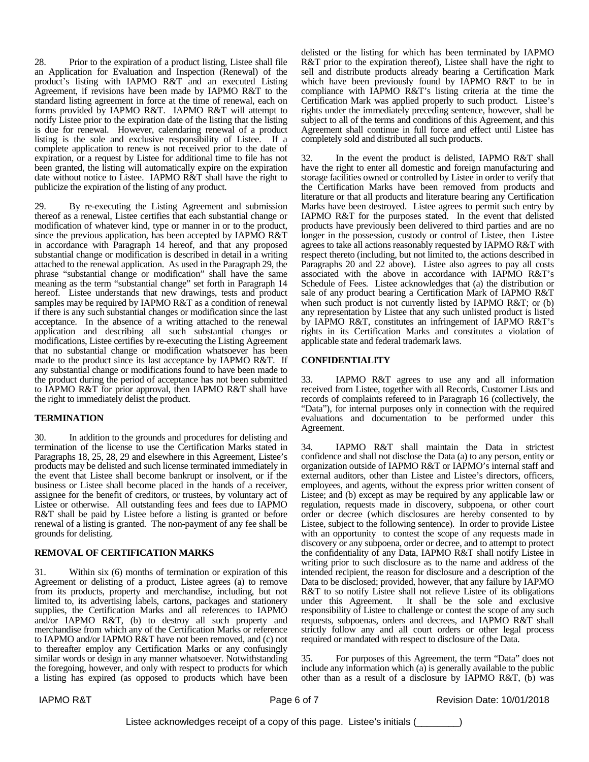28. Prior to the expiration of a product listing, Listee shall file an Application for Evaluation and Inspection (Renewal) of the product's listing with IAPMO R&T and an executed Listing Agreement, if revisions have been made by IAPMO R&T to the standard listing agreement in force at the time of renewal, each on forms provided by IAPMO R&T. IAPMO R&T will attempt to notify Listee prior to the expiration date of the listing that the listing is due for renewal. However, calendaring renewal of a product listing is the sole and exclusive responsibility of Listee. If a complete application to renew is not received prior to the date of expiration, or a request by Listee for additional time to file has not been granted, the listing will automatically expire on the expiration date without notice to Listee. IAPMO R&T shall have the right to publicize the expiration of the listing of any product.

29. By re-executing the Listing Agreement and submission thereof as a renewal, Listee certifies that each substantial change or modification of whatever kind, type or manner in or to the product, since the previous application, has been accepted by IAPMO R&T in accordance with Paragraph 14 hereof, and that any proposed substantial change or modification is described in detail in a writing attached to the renewal application. As used in the Paragraph 29, the phrase "substantial change or modification" shall have the same meaning as the term "substantial change" set forth in Paragraph 14 hereof. Listee understands that new drawings, tests and product samples may be required by IAPMO R&T as a condition of renewal if there is any such substantial changes or modification since the last acceptance. In the absence of a writing attached to the renewal application and describing all such substantial changes or modifications, Listee certifies by re-executing the Listing Agreement that no substantial change or modification whatsoever has been made to the product since its last acceptance by IAPMO R&T. If any substantial change or modifications found to have been made to the product during the period of acceptance has not been submitted to IAPMO R&T for prior approval, then IAPMO R&T shall have the right to immediately delist the product.

**TERMINATION**

30. In addition to the grounds and procedures for delisting and termination of the license to use the Certification Marks stated in Paragraphs 18, 25, 28, 29 and elsewhere in this Agreement, Listee's products may be delisted and such license terminated immediately in the event that Listee shall become bankrupt or insolvent, or if the business or Listee shall become placed in the hands of a receiver, assignee for the benefit of creditors, or trustees, by voluntary act of Listee or otherwise. All outstanding fees and fees due to IAPMO R&T shall be paid by Listee before a listing is granted or before renewal of a listing is granted. The non-payment of any fee shall be grounds for delisting.

**REMOVAL OF CERTIFICATION MARKS**

31. Within six (6) months of termination or expiration of this Agreement or delisting of a product, Listee agrees (a) to remove from its products, property and merchandise, including, but not limited to, its advertising labels, cartons, packages and stationery supplies, the Certification Marks and all references to IAPMO and/or IAPMO R&T, (b) to destroy all such property and merchandise from which any of the Certification Marks or reference to IAPMO and/or IAPMO R&T have not been removed, and (c) not to thereafter employ any Certification Marks or any confusingly similar words or design in any manner whatsoever. Notwithstanding the foregoing, however, and only with respect to products for which a listing has expired (as opposed to products which have been delisted or the listing for which has been terminated by IAPMO R&T prior to the expiration thereof), Listee shall have the right to sell and distribute products already bearing a Certification Mark which have been previously found by IAPMO R&T to be in compliance with IAPMO R&T's listing criteria at the time the Certification Mark was applied properly to such product. Listee's rights under the immediately preceding sentence, however, shall be subject to all of the terms and conditions of this Agreement, and this Agreement shall continue in full force and effect until Listee has completely sold and distributed all such products.

32. In the event the product is delisted, IAPMO R&T shall have the right to enter all domestic and foreign manufacturing and storage facilities owned or controlled by Listee in order to verify that the Certification Marks have been removed from products and literature or that all products and literature bearing any Certification Marks have been destroyed. Listee agrees to permit such entry by IAPMO R&T for the purposes stated. In the event that delisted products have previously been delivered to third parties and are no longer in the possession, custody or control of Listee, then Listee agrees to take all actions reasonably requested by IAPMO R&T with respect thereto (including, but not limited to, the actions described in Paragraphs 20 and 22 above). Listee also agrees to pay all costs associated with the above in accordance with IAPMO R&T's Schedule of Fees. Listee acknowledges that (a) the distribution or sale of any product bearing a Certification Mark of IAPMO R&T when such product is not currently listed by IAPMO R&T; or (b) any representation by Listee that any such unlisted product is listed by IAPMO R&T, constitutes an infringement of IAPMO R&T's rights in its Certification Marks and constitutes a violation of applicable state and federal trademark laws.

**CONFIDENTIALITY**

33. IAPMO R&T agrees to use any and all information received from Listee, together with all Records, Customer Lists and records of complaints refereed to in Paragraph 16 (collectively, the "Data"), for internal purposes only in connection with the required evaluations and documentation to be performed under this Agreement.

34. IAPMO R&T shall maintain the Data in strictest confidence and shall not disclose the Data (a) to any person, entity or organization outside of IAPMO R&T or IAPMO's internal staff and external auditors, other than Listee and Listee's directors, officers, employees, and agents, without the express prior written consent of Listee; and (b) except as may be required by any applicable law or regulation, requests made in discovery, subpoena, or other court order or decree (which disclosures are hereby consented to by Listee, subject to the following sentence). In order to provide Listee with an opportunity to contest the scope of any requests made in discovery or any subpoena, order or decree, and to attempt to protect the confidentiality of any Data, IAPMO R&T shall notify Listee in writing prior to such disclosure as to the name and address of the intended recipient, the reason for disclosure and a description of the Data to be disclosed; provided, however, that any failure by IAPMO R&T to so notify Listee shall not relieve Listee of its obligations under this Agreement. It shall be the sole and exclusive responsibility of Listee to challenge or contest the scope of any such requests, subpoenas, orders and decrees, and IAPMO R&T shall strictly follow any and all court orders or other legal process required or mandated with respect to disclosure of the Data.

35. For purposes of this Agreement, the term "Data" does not include any information which (a) is generally available to the public other than as a result of a disclosure by IAPMO R&T, (b) was

Listee acknowledges receipt of a copy of this page. Listee's initials (________)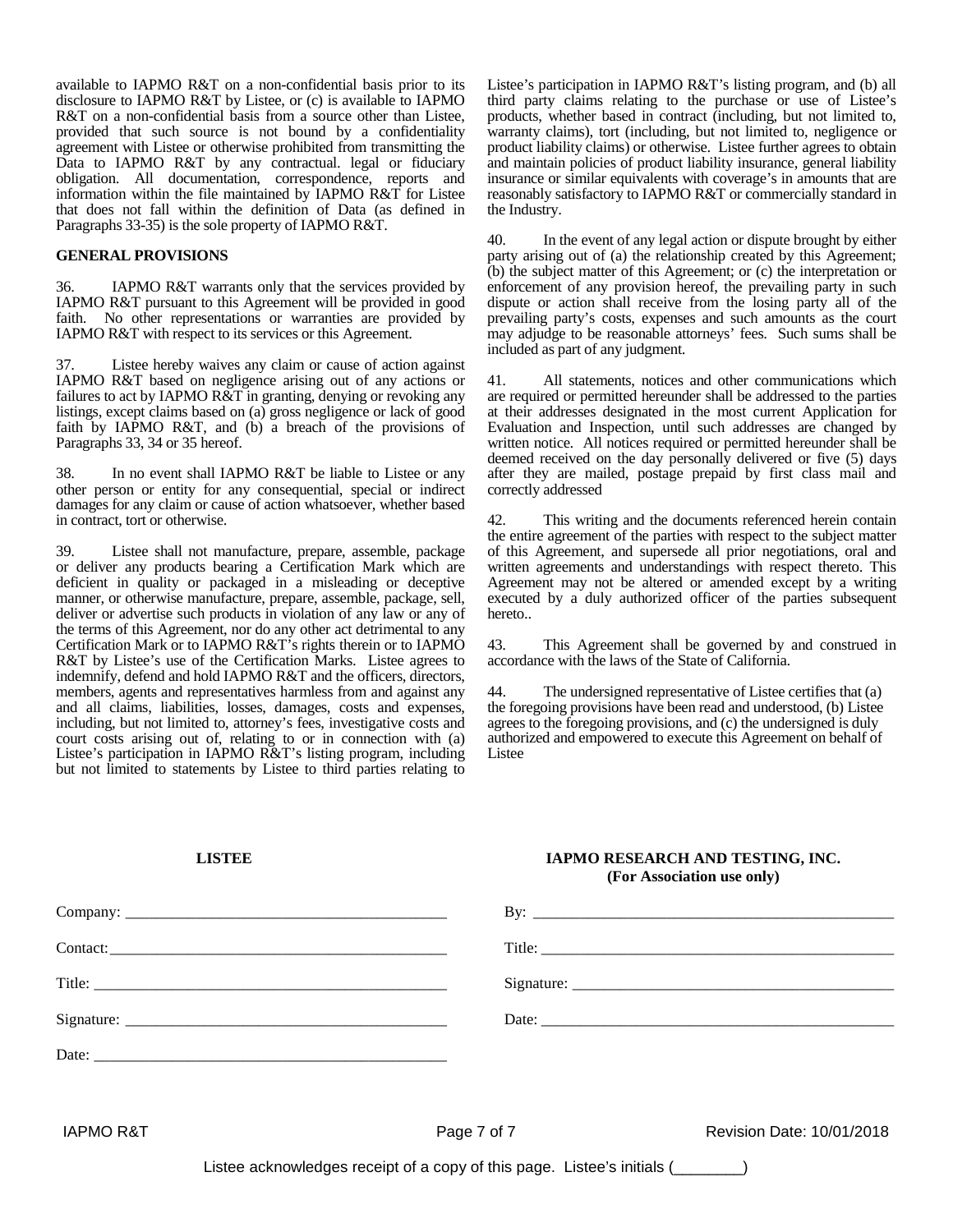available to IAPMO R&T on a non-confidential basis prior to its disclosure to IAPMO R&T by Listee, or (c) is available to IAPMO R&T on a non-confidential basis from a source other than Listee, provided that such source is not bound by a confidentiality agreement with Listee or otherwise prohibited from transmitting the Data to IAPMO R&T by any contractual. legal or fiduciary obligation. All documentation, correspondence, reports and information within the file maintained by IAPMO R&T for Listee that does not fall within the definition of Data (as defined in Paragraphs 33-35) is the sole property of IAPMO R&T.

**GENERAL PROVISIONS**

36. IAPMO R&T warrants only that the services provided by IAPMO R&T pursuant to this Agreement will be provided in good faith. No other representations or warranties are provided by IAPMO R&T with respect to its services or this Agreement.

37. Listee hereby waives any claim or cause of action against IAPMO R&T based on negligence arising out of any actions or failures to act by IAPMO R&T in granting, denying or revoking any listings, except claims based on (a) gross negligence or lack of good faith by IAPMO R&T, and (b) a breach of the provisions of Paragraphs 33, 34 or 35 hereof.

38. In no event shall IAPMO R&T be liable to Listee or any other person or entity for any consequential, special or indirect damages for any claim or cause of action whatsoever, whether based in contract, tort or otherwise.

39. Listee shall not manufacture, prepare, assemble, package or deliver any products bearing a Certification Mark which are deficient in quality or packaged in a misleading or deceptive manner, or otherwise manufacture, prepare, assemble, package, sell, deliver or advertise such products in violation of any law or any of the terms of this Agreement, nor do any other act detrimental to any Certification Mark or to IAPMO R&T's rights therein or to IAPMO R&T by Listee's use of the Certification Marks. Listee agrees to indemnify, defend and hold IAPMO R&T and the officers, directors, members, agents and representatives harmless from and against any and all claims, liabilities, losses, damages, costs and expenses, including, but not limited to, attorney's fees, investigative costs and court costs arising out of, relating to or in connection with (a) Listee's participation in IAPMO R&T's listing program, including but not limited to statements by Listee to third parties relating to Listee's participation in IAPMO R&T's listing program, and (b) all third party claims relating to the purchase or use of Listee's products, whether based in contract (including, but not limited to, warranty claims), tort (including, but not limited to, negligence or product liability claims) or otherwise. Listee further agrees to obtain and maintain policies of product liability insurance, general liability insurance or similar equivalents with coverage's in amounts that are reasonably satisfactory to IAPMO R&T or commercially standard in the Industry.

40. In the event of any legal action or dispute brought by either party arising out of (a) the relationship created by this Agreement; (b) the subject matter of this Agreement; or (c) the interpretation or enforcement of any provision hereof, the prevailing party in such dispute or action shall receive from the losing party all of the prevailing party's costs, expenses and such amounts as the court may adjudge to be reasonable attorneys' fees. Such sums shall be included as part of any judgment.

41. All statements, notices and other communications which are required or permitted hereunder shall be addressed to the parties at their addresses designated in the most current Application for Evaluation and Inspection, until such addresses are changed by written notice. All notices required or permitted hereunder shall be deemed received on the day personally delivered or five (5) days after they are mailed, postage prepaid by first class mail and correctly addressed

42. This writing and the documents referenced herein contain the entire agreement of the parties with respect to the subject matter of this Agreement, and supersede all prior negotiations, oral and written agreements and understandings with respect thereto. This Agreement may not be altered or amended except by a writing executed by a duly authorized officer of the parties subsequent hereto..

43. This Agreement shall be governed by and construed in accordance with the laws of the State of California.

44. The undersigned representative of Listee certifies that (a) the foregoing provisions have been read and understood, (b) Listee agrees to the foregoing provisions, and (c) the undersigned is duly authorized and empowered to execute this Agreement on behalf of Listee

**LISTEE**

Company: ________________________________________

Contact: ________________________________________

Title: ________________________________________

Signature: ________________________________________

Date: ________________________________________

**IAPMO RESEARCH AND TESTING, INC.**
**(For Association use only)**

By: ________________________________________

Title: ________________________________________

Signature: ________________________________________

Date: ________________________________________

Listee acknowledges receipt of a copy of this page. Listee's initials (________)